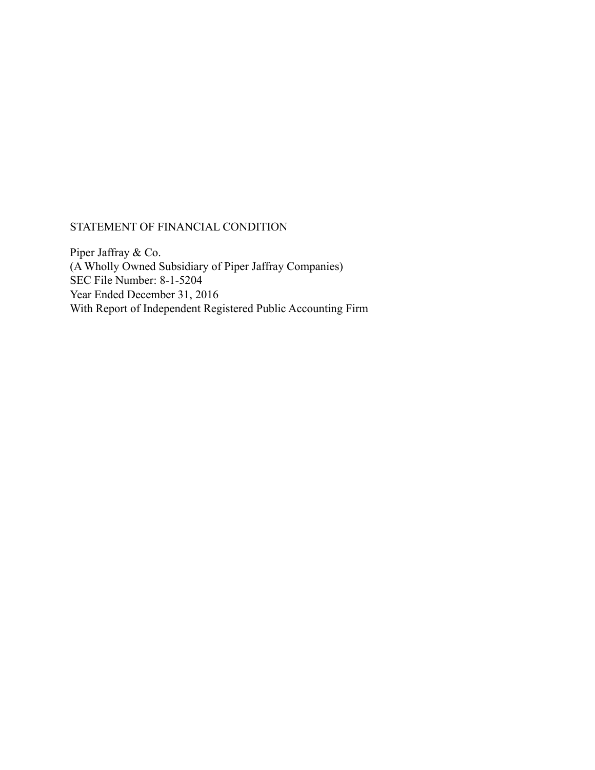STATEMENT OF FINANCIAL CONDITION

Piper Jaffray & Co.  
(A Wholly Owned Subsidiary of Piper Jaffray Companies)  
SEC File Number: 8-1-5204  
Year Ended December 31, 2016  
With Report of Independent Registered Public Accounting Firm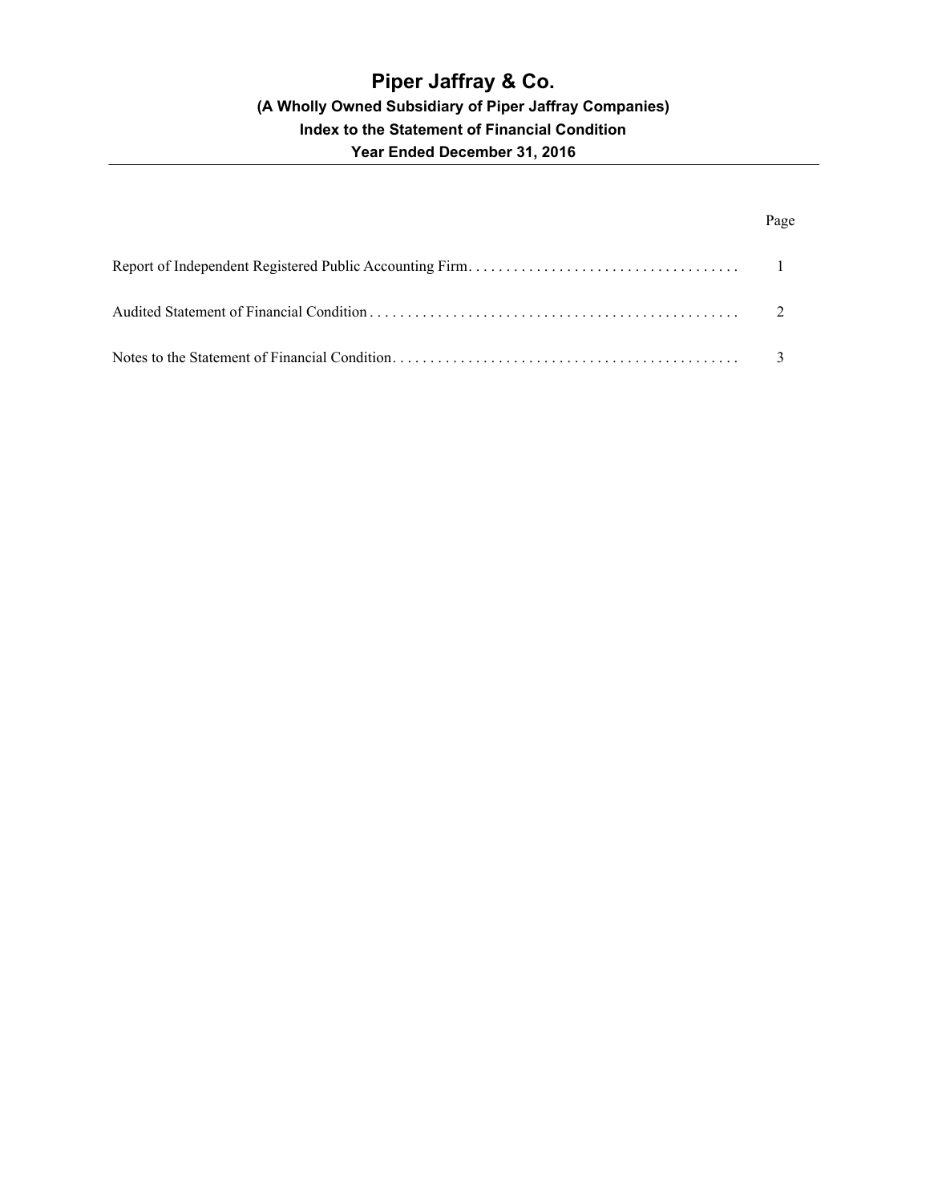# Piper Jaffray & Co.

### (A Wholly Owned Subsidiary of Piper Jaffray Companies)

### Index to the Statement of Financial Condition

### Year Ended December 31, 2016

| | Page |
|---|---|
| Report of Independent Registered Public Accounting Firm | 1 |
| Audited Statement of Financial Condition | 2 |
| Notes to the Statement of Financial Condition | 3 |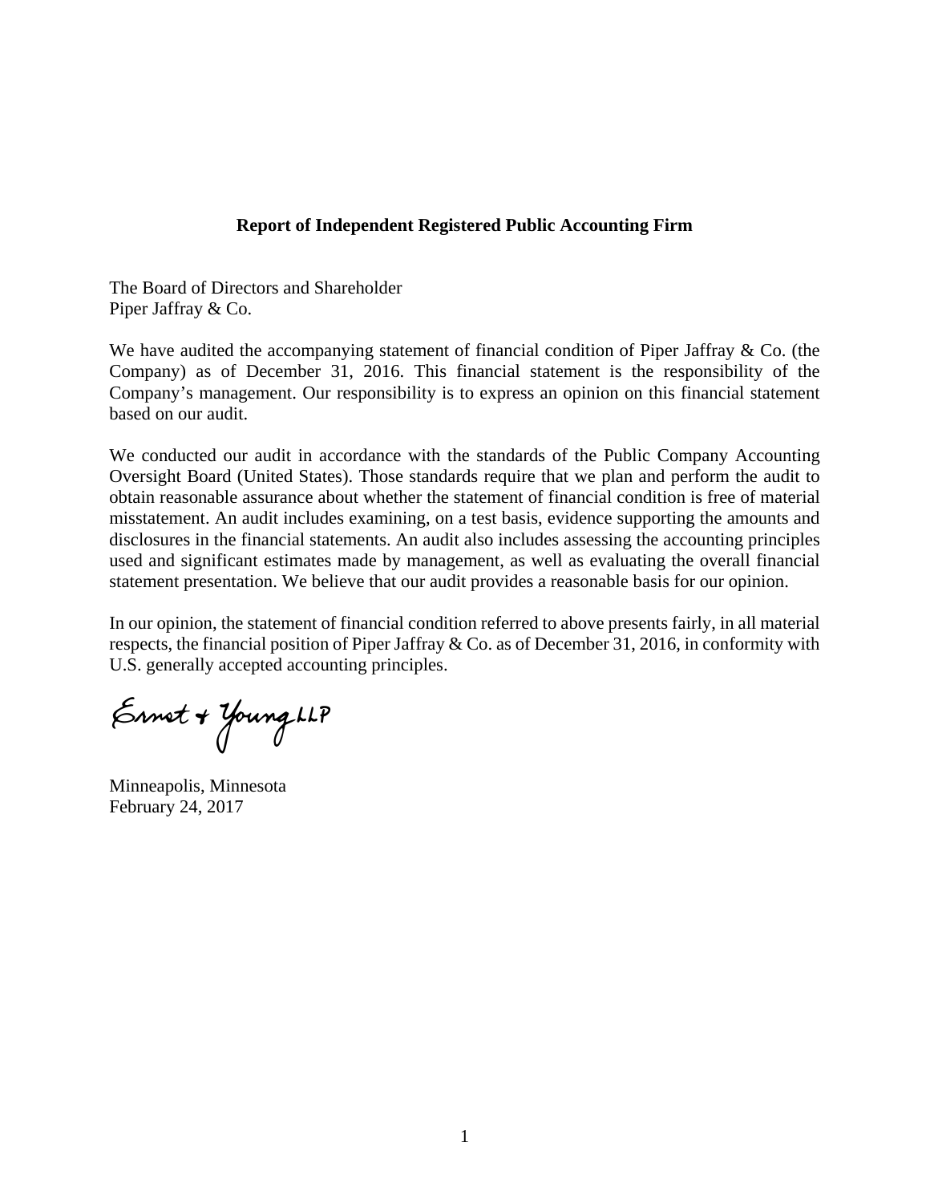**Report of Independent Registered Public Accounting Firm**

The Board of Directors and Shareholder
Piper Jaffray & Co.

We have audited the accompanying statement of financial condition of Piper Jaffray & Co. (the Company) as of December 31, 2016. This financial statement is the responsibility of the Company's management. Our responsibility is to express an opinion on this financial statement based on our audit.

We conducted our audit in accordance with the standards of the Public Company Accounting Oversight Board (United States). Those standards require that we plan and perform the audit to obtain reasonable assurance about whether the statement of financial condition is free of material misstatement. An audit includes examining, on a test basis, evidence supporting the amounts and disclosures in the financial statements. An audit also includes assessing the accounting principles used and significant estimates made by management, as well as evaluating the overall financial statement presentation. We believe that our audit provides a reasonable basis for our opinion.

In our opinion, the statement of financial condition referred to above presents fairly, in all material respects, the financial position of Piper Jaffray & Co. as of December 31, 2016, in conformity with U.S. generally accepted accounting principles.

Ernst & Young LLP

Minneapolis, Minnesota
February 24, 2017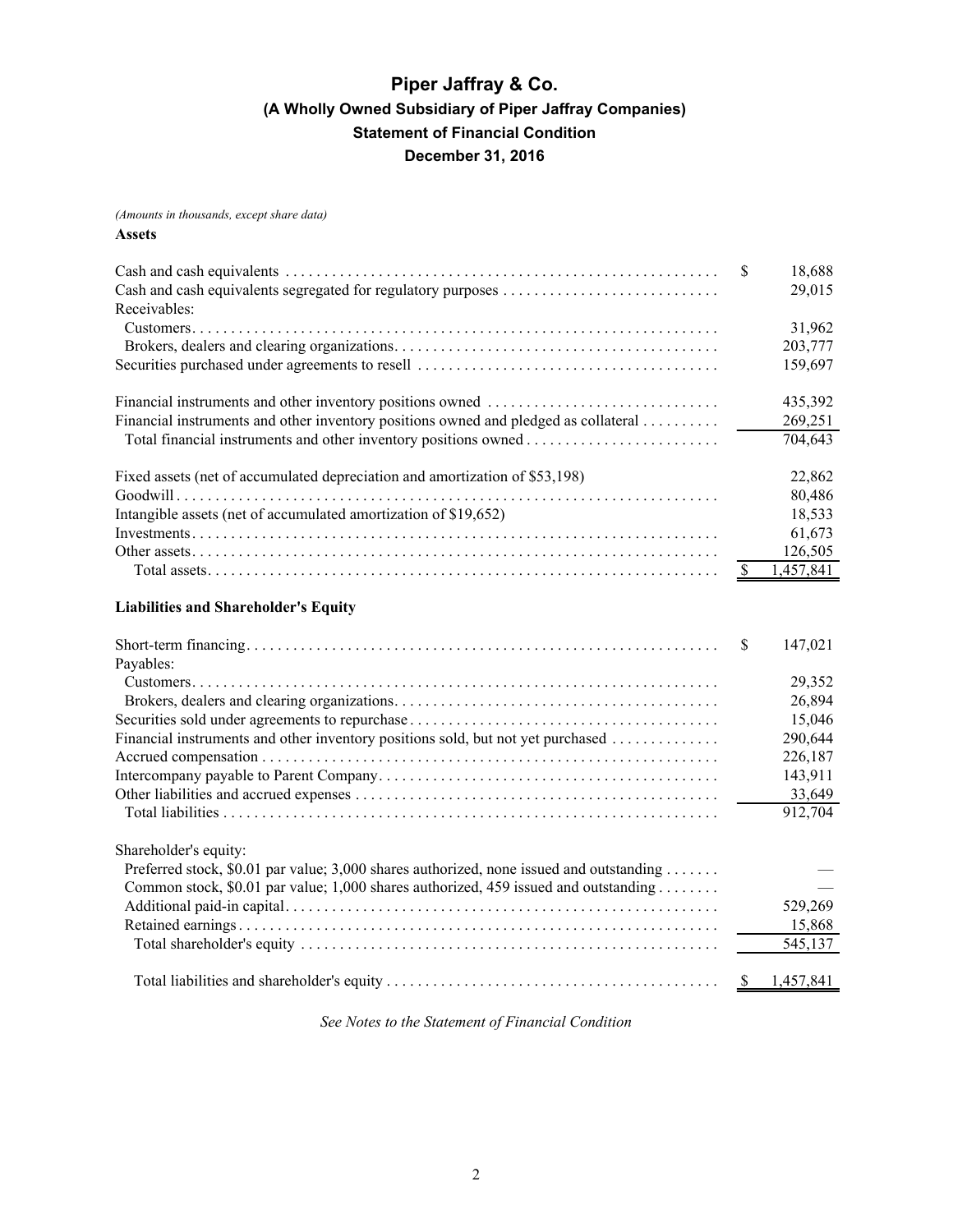# Piper Jaffray & Co.

## (A Wholly Owned Subsidiary of Piper Jaffray Companies)

## Statement of Financial Condition

## December 31, 2016

*(Amounts in thousands, except share data)*

**Assets**

| | | |
|---|---|---|
| Cash and cash equivalents | $ | 18,688 |
| Cash and cash equivalents segregated for regulatory purposes | | 29,015 |
| Receivables: | | |
| Customers | | 31,962 |
| Brokers, dealers and clearing organizations | | 203,777 |
| Securities purchased under agreements to resell | | 159,697 |
| | | |
| Financial instruments and other inventory positions owned | | 435,392 |
| Financial instruments and other inventory positions owned and pledged as collateral | | 269,251 |
| Total financial instruments and other inventory positions owned | | 704,643 |
| | | |
| Fixed assets (net of accumulated depreciation and amortization of $53,198) | | 22,862 |
| Goodwill | | 80,486 |
| Intangible assets (net of accumulated amortization of $19,652) | | 18,533 |
| Investments | | 61,673 |
| Other assets | | 126,505 |
| Total assets | $ | 1,457,841 |

**Liabilities and Shareholder's Equity**

| | | |
|---|---|---|
| Short-term financing | $ | 147,021 |
| Payables: | | |
| Customers | | 29,352 |
| Brokers, dealers and clearing organizations | | 26,894 |
| Securities sold under agreements to repurchase | | 15,046 |
| Financial instruments and other inventory positions sold, but not yet purchased | | 290,644 |
| Accrued compensation | | 226,187 |
| Intercompany payable to Parent Company | | 143,911 |
| Other liabilities and accrued expenses | | 33,649 |
| Total liabilities | | 912,704 |
| | | |
| Shareholder's equity: | | |
| Preferred stock, $0.01 par value; 3,000 shares authorized, none issued and outstanding | | — |
| Common stock, $0.01 par value; 1,000 shares authorized, 459 issued and outstanding | | — |
| Additional paid-in capital | | 529,269 |
| Retained earnings | | 15,868 |
| Total shareholder's equity | | 545,137 |
| | | |
| Total liabilities and shareholder's equity | $ | 1,457,841 |

*See Notes to the Statement of Financial Condition*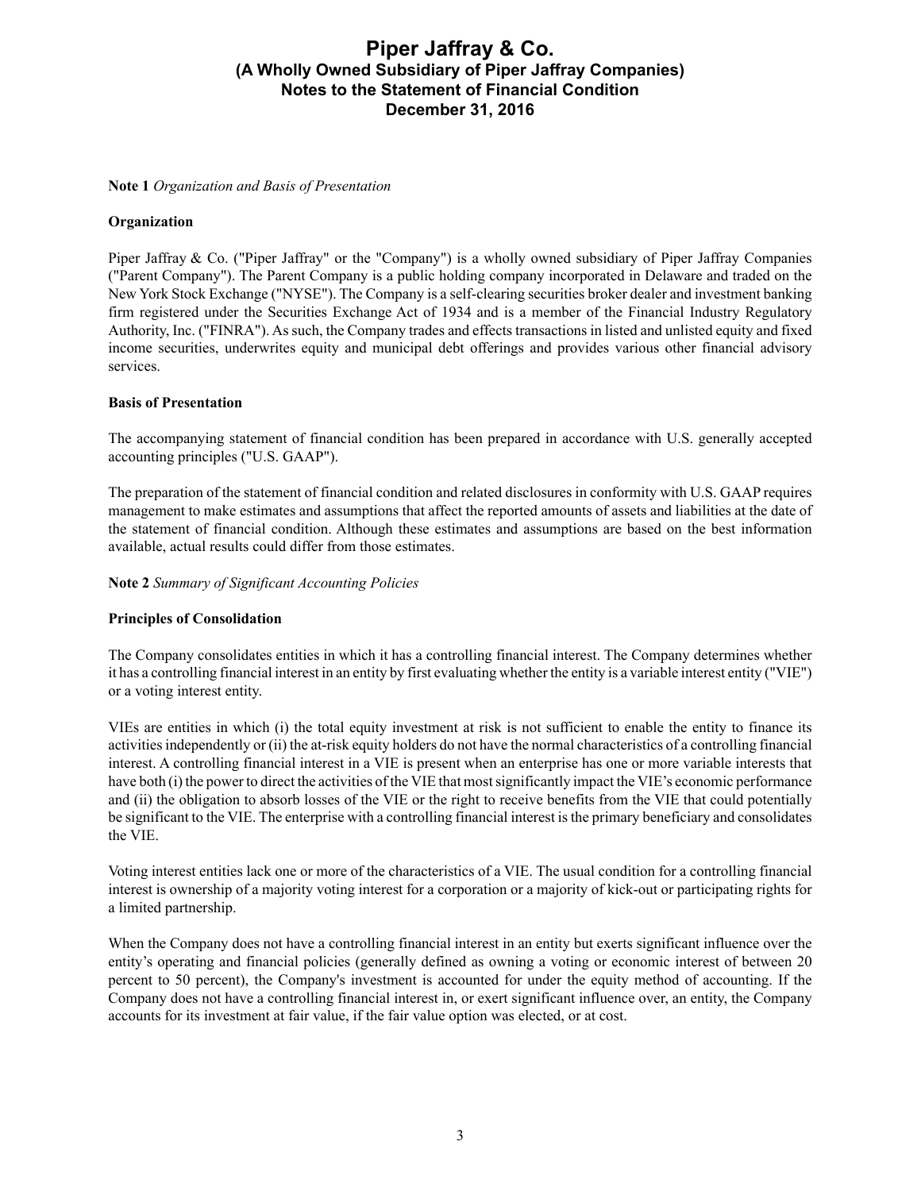**Note 1** *Organization and Basis of Presentation*

**Organization**

Piper Jaffray & Co. ("Piper Jaffray" or the "Company") is a wholly owned subsidiary of Piper Jaffray Companies ("Parent Company"). The Parent Company is a public holding company incorporated in Delaware and traded on the New York Stock Exchange ("NYSE"). The Company is a self-clearing securities broker dealer and investment banking firm registered under the Securities Exchange Act of 1934 and is a member of the Financial Industry Regulatory Authority, Inc. ("FINRA"). As such, the Company trades and effects transactions in listed and unlisted equity and fixed income securities, underwrites equity and municipal debt offerings and provides various other financial advisory services.

**Basis of Presentation**

The accompanying statement of financial condition has been prepared in accordance with U.S. generally accepted accounting principles ("U.S. GAAP").

The preparation of the statement of financial condition and related disclosures in conformity with U.S. GAAP requires management to make estimates and assumptions that affect the reported amounts of assets and liabilities at the date of the statement of financial condition. Although these estimates and assumptions are based on the best information available, actual results could differ from those estimates.

**Note 2** *Summary of Significant Accounting Policies*

**Principles of Consolidation**

The Company consolidates entities in which it has a controlling financial interest. The Company determines whether it has a controlling financial interest in an entity by first evaluating whether the entity is a variable interest entity ("VIE") or a voting interest entity.

VIEs are entities in which (i) the total equity investment at risk is not sufficient to enable the entity to finance its activities independently or (ii) the at-risk equity holders do not have the normal characteristics of a controlling financial interest. A controlling financial interest in a VIE is present when an enterprise has one or more variable interests that have both (i) the power to direct the activities of the VIE that most significantly impact the VIE's economic performance and (ii) the obligation to absorb losses of the VIE or the right to receive benefits from the VIE that could potentially be significant to the VIE. The enterprise with a controlling financial interest is the primary beneficiary and consolidates the VIE.

Voting interest entities lack one or more of the characteristics of a VIE. The usual condition for a controlling financial interest is ownership of a majority voting interest for a corporation or a majority of kick-out or participating rights for a limited partnership.

When the Company does not have a controlling financial interest in an entity but exerts significant influence over the entity's operating and financial policies (generally defined as owning a voting or economic interest of between 20 percent to 50 percent), the Company's investment is accounted for under the equity method of accounting. If the Company does not have a controlling financial interest in, or exert significant influence over, an entity, the Company accounts for its investment at fair value, if the fair value option was elected, or at cost.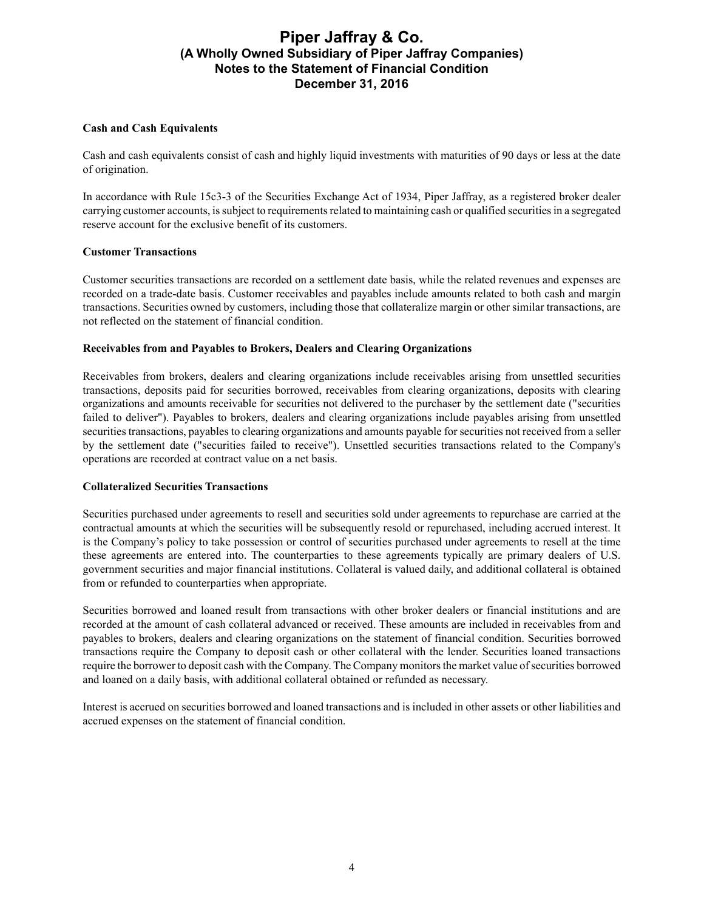#### Cash and Cash Equivalents

Cash and cash equivalents consist of cash and highly liquid investments with maturities of 90 days or less at the date of origination.

In accordance with Rule 15c3-3 of the Securities Exchange Act of 1934, Piper Jaffray, as a registered broker dealer carrying customer accounts, is subject to requirements related to maintaining cash or qualified securities in a segregated reserve account for the exclusive benefit of its customers.

#### Customer Transactions

Customer securities transactions are recorded on a settlement date basis, while the related revenues and expenses are recorded on a trade-date basis. Customer receivables and payables include amounts related to both cash and margin transactions. Securities owned by customers, including those that collateralize margin or other similar transactions, are not reflected on the statement of financial condition.

#### Receivables from and Payables to Brokers, Dealers and Clearing Organizations

Receivables from brokers, dealers and clearing organizations include receivables arising from unsettled securities transactions, deposits paid for securities borrowed, receivables from clearing organizations, deposits with clearing organizations and amounts receivable for securities not delivered to the purchaser by the settlement date ("securities failed to deliver"). Payables to brokers, dealers and clearing organizations include payables arising from unsettled securities transactions, payables to clearing organizations and amounts payable for securities not received from a seller by the settlement date ("securities failed to receive"). Unsettled securities transactions related to the Company's operations are recorded at contract value on a net basis.

#### Collateralized Securities Transactions

Securities purchased under agreements to resell and securities sold under agreements to repurchase are carried at the contractual amounts at which the securities will be subsequently resold or repurchased, including accrued interest. It is the Company's policy to take possession or control of securities purchased under agreements to resell at the time these agreements are entered into. The counterparties to these agreements typically are primary dealers of U.S. government securities and major financial institutions. Collateral is valued daily, and additional collateral is obtained from or refunded to counterparties when appropriate.

Securities borrowed and loaned result from transactions with other broker dealers or financial institutions and are recorded at the amount of cash collateral advanced or received. These amounts are included in receivables from and payables to brokers, dealers and clearing organizations on the statement of financial condition. Securities borrowed transactions require the Company to deposit cash or other collateral with the lender. Securities loaned transactions require the borrower to deposit cash with the Company. The Company monitors the market value of securities borrowed and loaned on a daily basis, with additional collateral obtained or refunded as necessary.

Interest is accrued on securities borrowed and loaned transactions and is included in other assets or other liabilities and accrued expenses on the statement of financial condition.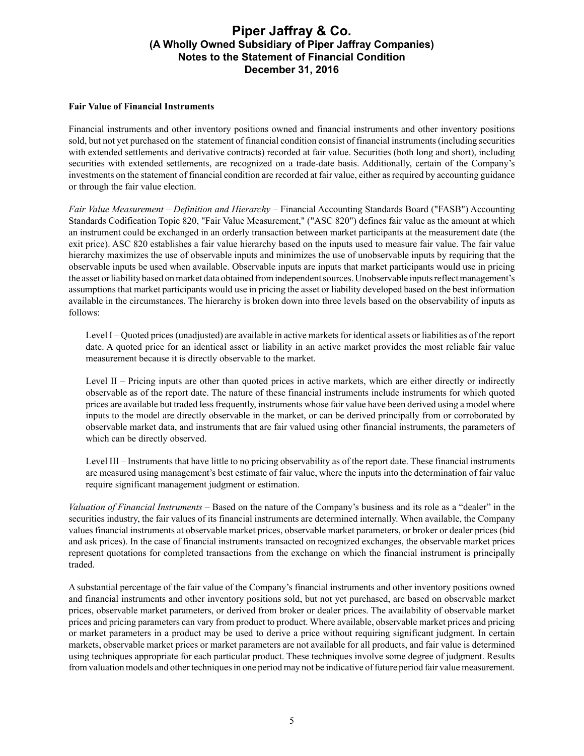**Fair Value of Financial Instruments**

Financial instruments and other inventory positions owned and financial instruments and other inventory positions sold, but not yet purchased on the statement of financial condition consist of financial instruments (including securities with extended settlements and derivative contracts) recorded at fair value. Securities (both long and short), including securities with extended settlements, are recognized on a trade-date basis. Additionally, certain of the Company's investments on the statement of financial condition are recorded at fair value, either as required by accounting guidance or through the fair value election.

*Fair Value Measurement – Definition and Hierarchy* – Financial Accounting Standards Board ("FASB") Accounting Standards Codification Topic 820, "Fair Value Measurement," ("ASC 820") defines fair value as the amount at which an instrument could be exchanged in an orderly transaction between market participants at the measurement date (the exit price). ASC 820 establishes a fair value hierarchy based on the inputs used to measure fair value. The fair value hierarchy maximizes the use of observable inputs and minimizes the use of unobservable inputs by requiring that the observable inputs be used when available. Observable inputs are inputs that market participants would use in pricing the asset or liability based on market data obtained from independent sources. Unobservable inputs reflect management's assumptions that market participants would use in pricing the asset or liability developed based on the best information available in the circumstances. The hierarchy is broken down into three levels based on the observability of inputs as follows:

Level I – Quoted prices (unadjusted) are available in active markets for identical assets or liabilities as of the report date. A quoted price for an identical asset or liability in an active market provides the most reliable fair value measurement because it is directly observable to the market.

Level II – Pricing inputs are other than quoted prices in active markets, which are either directly or indirectly observable as of the report date. The nature of these financial instruments include instruments for which quoted prices are available but traded less frequently, instruments whose fair value have been derived using a model where inputs to the model are directly observable in the market, or can be derived principally from or corroborated by observable market data, and instruments that are fair valued using other financial instruments, the parameters of which can be directly observed.

Level III – Instruments that have little to no pricing observability as of the report date. These financial instruments are measured using management's best estimate of fair value, where the inputs into the determination of fair value require significant management judgment or estimation.

*Valuation of Financial Instruments* – Based on the nature of the Company's business and its role as a "dealer" in the securities industry, the fair values of its financial instruments are determined internally. When available, the Company values financial instruments at observable market prices, observable market parameters, or broker or dealer prices (bid and ask prices). In the case of financial instruments transacted on recognized exchanges, the observable market prices represent quotations for completed transactions from the exchange on which the financial instrument is principally traded.

A substantial percentage of the fair value of the Company's financial instruments and other inventory positions owned and financial instruments and other inventory positions sold, but not yet purchased, are based on observable market prices, observable market parameters, or derived from broker or dealer prices. The availability of observable market prices and pricing parameters can vary from product to product. Where available, observable market prices and pricing or market parameters in a product may be used to derive a price without requiring significant judgment. In certain markets, observable market prices or market parameters are not available for all products, and fair value is determined using techniques appropriate for each particular product. These techniques involve some degree of judgment. Results from valuation models and other techniques in one period may not be indicative of future period fair value measurement.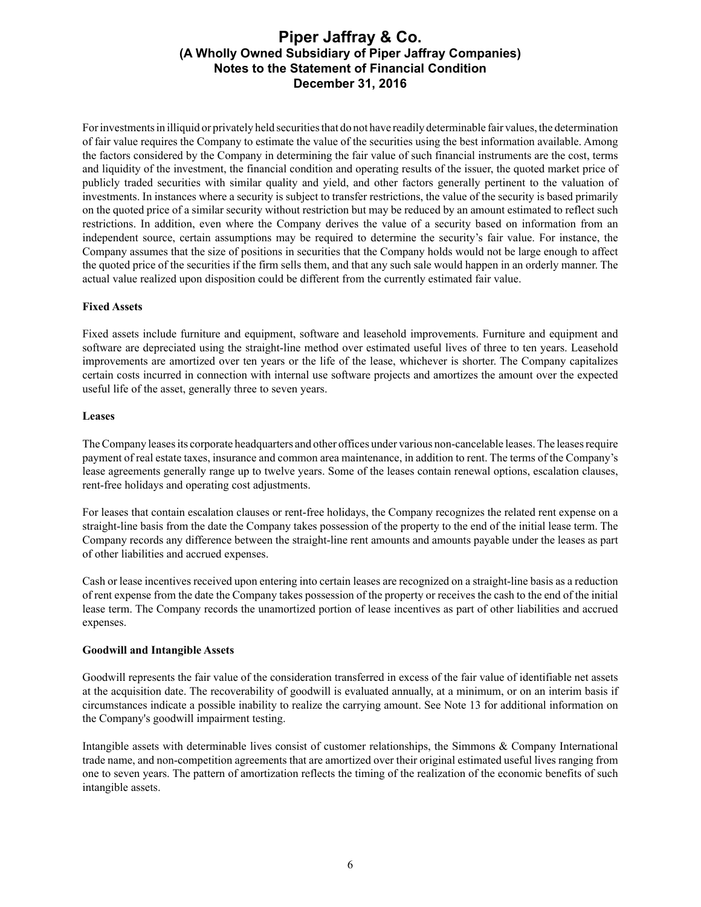For investments in illiquid or privately held securities that do not have readily determinable fair values, the determination of fair value requires the Company to estimate the value of the securities using the best information available. Among the factors considered by the Company in determining the fair value of such financial instruments are the cost, terms and liquidity of the investment, the financial condition and operating results of the issuer, the quoted market price of publicly traded securities with similar quality and yield, and other factors generally pertinent to the valuation of investments. In instances where a security is subject to transfer restrictions, the value of the security is based primarily on the quoted price of a similar security without restriction but may be reduced by an amount estimated to reflect such restrictions. In addition, even where the Company derives the value of a security based on information from an independent source, certain assumptions may be required to determine the security's fair value. For instance, the Company assumes that the size of positions in securities that the Company holds would not be large enough to affect the quoted price of the securities if the firm sells them, and that any such sale would happen in an orderly manner. The actual value realized upon disposition could be different from the currently estimated fair value.

**Fixed Assets**

Fixed assets include furniture and equipment, software and leasehold improvements. Furniture and equipment and software are depreciated using the straight-line method over estimated useful lives of three to ten years. Leasehold improvements are amortized over ten years or the life of the lease, whichever is shorter. The Company capitalizes certain costs incurred in connection with internal use software projects and amortizes the amount over the expected useful life of the asset, generally three to seven years.

**Leases**

The Company leases its corporate headquarters and other offices under various non-cancelable leases. The leases require payment of real estate taxes, insurance and common area maintenance, in addition to rent. The terms of the Company's lease agreements generally range up to twelve years. Some of the leases contain renewal options, escalation clauses, rent-free holidays and operating cost adjustments.

For leases that contain escalation clauses or rent-free holidays, the Company recognizes the related rent expense on a straight-line basis from the date the Company takes possession of the property to the end of the initial lease term. The Company records any difference between the straight-line rent amounts and amounts payable under the leases as part of other liabilities and accrued expenses.

Cash or lease incentives received upon entering into certain leases are recognized on a straight-line basis as a reduction of rent expense from the date the Company takes possession of the property or receives the cash to the end of the initial lease term. The Company records the unamortized portion of lease incentives as part of other liabilities and accrued expenses.

**Goodwill and Intangible Assets**

Goodwill represents the fair value of the consideration transferred in excess of the fair value of identifiable net assets at the acquisition date. The recoverability of goodwill is evaluated annually, at a minimum, or on an interim basis if circumstances indicate a possible inability to realize the carrying amount. See Note 13 for additional information on the Company's goodwill impairment testing.

Intangible assets with determinable lives consist of customer relationships, the Simmons & Company International trade name, and non-competition agreements that are amortized over their original estimated useful lives ranging from one to seven years. The pattern of amortization reflects the timing of the realization of the economic benefits of such intangible assets.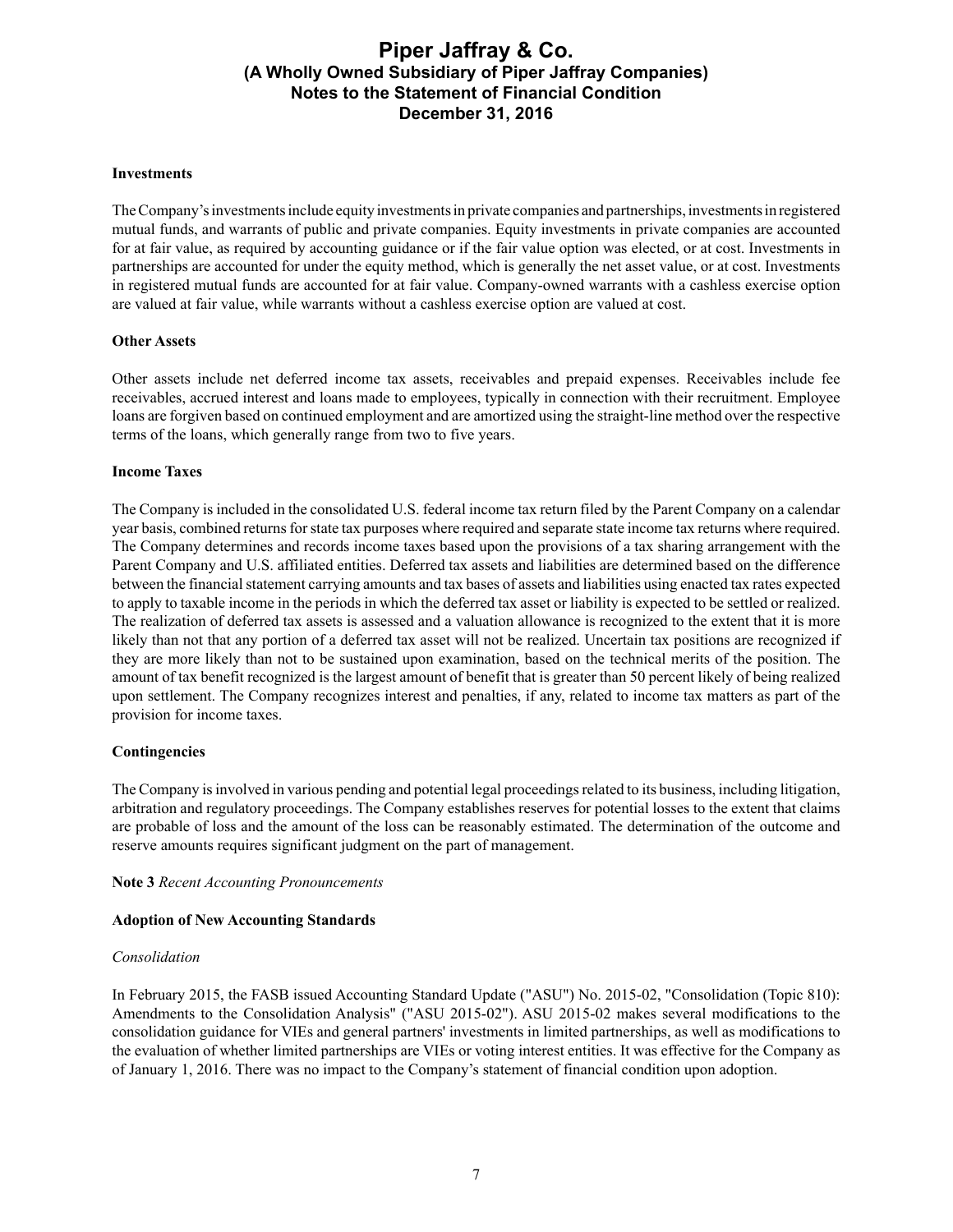**Investments**

The Company's investments include equity investments in private companies and partnerships, investments in registered mutual funds, and warrants of public and private companies. Equity investments in private companies are accounted for at fair value, as required by accounting guidance or if the fair value option was elected, or at cost. Investments in partnerships are accounted for under the equity method, which is generally the net asset value, or at cost. Investments in registered mutual funds are accounted for at fair value. Company-owned warrants with a cashless exercise option are valued at fair value, while warrants without a cashless exercise option are valued at cost.

**Other Assets**

Other assets include net deferred income tax assets, receivables and prepaid expenses. Receivables include fee receivables, accrued interest and loans made to employees, typically in connection with their recruitment. Employee loans are forgiven based on continued employment and are amortized using the straight-line method over the respective terms of the loans, which generally range from two to five years.

**Income Taxes**

The Company is included in the consolidated U.S. federal income tax return filed by the Parent Company on a calendar year basis, combined returns for state tax purposes where required and separate state income tax returns where required. The Company determines and records income taxes based upon the provisions of a tax sharing arrangement with the Parent Company and U.S. affiliated entities. Deferred tax assets and liabilities are determined based on the difference between the financial statement carrying amounts and tax bases of assets and liabilities using enacted tax rates expected to apply to taxable income in the periods in which the deferred tax asset or liability is expected to be settled or realized. The realization of deferred tax assets is assessed and a valuation allowance is recognized to the extent that it is more likely than not that any portion of a deferred tax asset will not be realized. Uncertain tax positions are recognized if they are more likely than not to be sustained upon examination, based on the technical merits of the position. The amount of tax benefit recognized is the largest amount of benefit that is greater than 50 percent likely of being realized upon settlement. The Company recognizes interest and penalties, if any, related to income tax matters as part of the provision for income taxes.

**Contingencies**

The Company is involved in various pending and potential legal proceedings related to its business, including litigation, arbitration and regulatory proceedings. The Company establishes reserves for potential losses to the extent that claims are probable of loss and the amount of the loss can be reasonably estimated. The determination of the outcome and reserve amounts requires significant judgment on the part of management.

**Note 3** *Recent Accounting Pronouncements*

**Adoption of New Accounting Standards**

*Consolidation*

In February 2015, the FASB issued Accounting Standard Update ("ASU") No. 2015-02, "Consolidation (Topic 810): Amendments to the Consolidation Analysis" ("ASU 2015-02"). ASU 2015-02 makes several modifications to the consolidation guidance for VIEs and general partners' investments in limited partnerships, as well as modifications to the evaluation of whether limited partnerships are VIEs or voting interest entities. It was effective for the Company as of January 1, 2016. There was no impact to the Company's statement of financial condition upon adoption.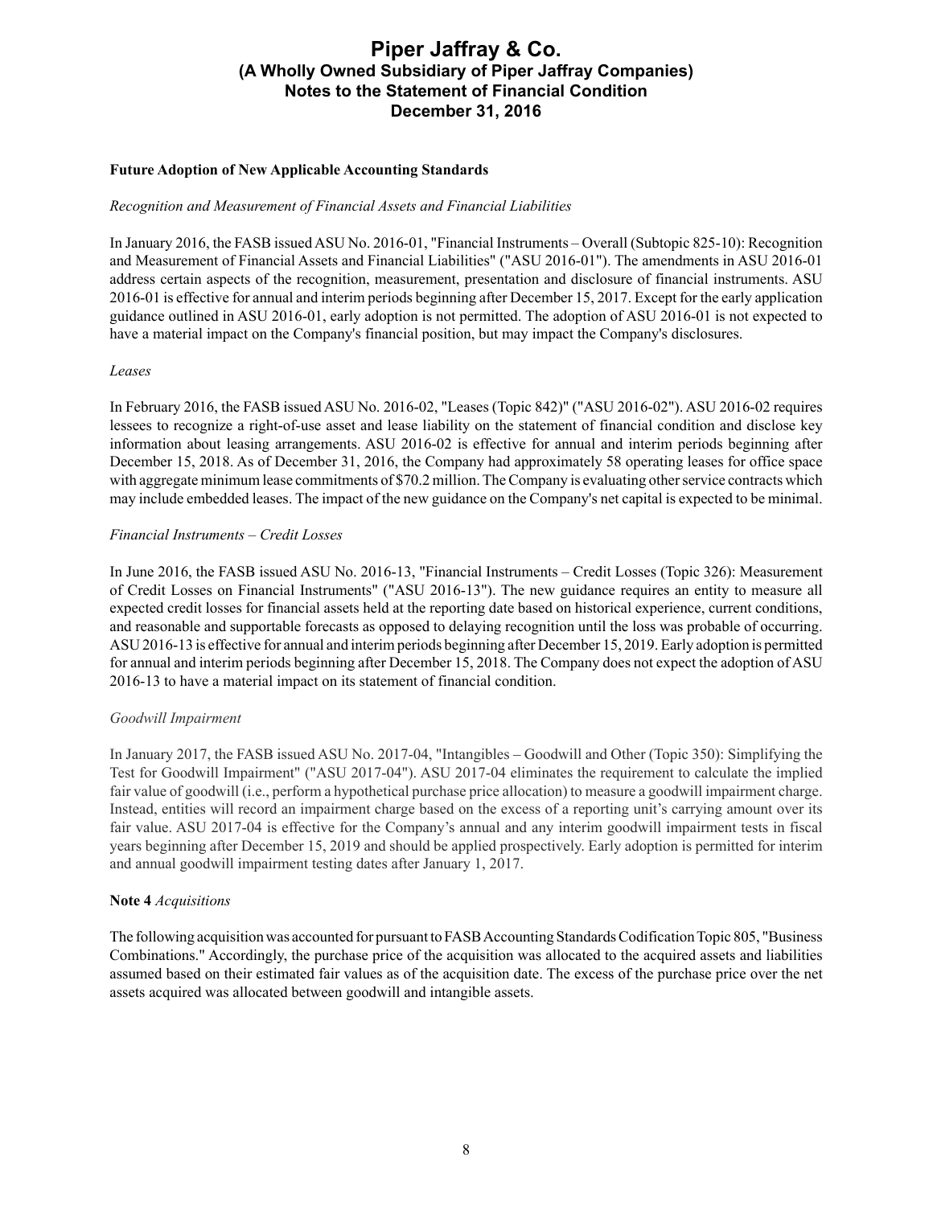**Future Adoption of New Applicable Accounting Standards**

*Recognition and Measurement of Financial Assets and Financial Liabilities*

In January 2016, the FASB issued ASU No. 2016-01, "Financial Instruments – Overall (Subtopic 825-10): Recognition and Measurement of Financial Assets and Financial Liabilities" ("ASU 2016-01"). The amendments in ASU 2016-01 address certain aspects of the recognition, measurement, presentation and disclosure of financial instruments. ASU 2016-01 is effective for annual and interim periods beginning after December 15, 2017. Except for the early application guidance outlined in ASU 2016-01, early adoption is not permitted. The adoption of ASU 2016-01 is not expected to have a material impact on the Company's financial position, but may impact the Company's disclosures.

*Leases*

In February 2016, the FASB issued ASU No. 2016-02, "Leases (Topic 842)" ("ASU 2016-02"). ASU 2016-02 requires lessees to recognize a right-of-use asset and lease liability on the statement of financial condition and disclose key information about leasing arrangements. ASU 2016-02 is effective for annual and interim periods beginning after December 15, 2018. As of December 31, 2016, the Company had approximately 58 operating leases for office space with aggregate minimum lease commitments of $70.2 million. The Company is evaluating other service contracts which may include embedded leases. The impact of the new guidance on the Company's net capital is expected to be minimal.

*Financial Instruments – Credit Losses*

In June 2016, the FASB issued ASU No. 2016-13, "Financial Instruments – Credit Losses (Topic 326): Measurement of Credit Losses on Financial Instruments" ("ASU 2016-13"). The new guidance requires an entity to measure all expected credit losses for financial assets held at the reporting date based on historical experience, current conditions, and reasonable and supportable forecasts as opposed to delaying recognition until the loss was probable of occurring. ASU 2016-13 is effective for annual and interim periods beginning after December 15, 2019. Early adoption is permitted for annual and interim periods beginning after December 15, 2018. The Company does not expect the adoption of ASU 2016-13 to have a material impact on its statement of financial condition.

*Goodwill Impairment*

In January 2017, the FASB issued ASU No. 2017-04, "Intangibles – Goodwill and Other (Topic 350): Simplifying the Test for Goodwill Impairment" ("ASU 2017-04"). ASU 2017-04 eliminates the requirement to calculate the implied fair value of goodwill (i.e., perform a hypothetical purchase price allocation) to measure a goodwill impairment charge. Instead, entities will record an impairment charge based on the excess of a reporting unit's carrying amount over its fair value. ASU 2017-04 is effective for the Company's annual and any interim goodwill impairment tests in fiscal years beginning after December 15, 2019 and should be applied prospectively. Early adoption is permitted for interim and annual goodwill impairment testing dates after January 1, 2017.

**Note 4** *Acquisitions*

The following acquisition was accounted for pursuant to FASB Accounting Standards Codification Topic 805, "Business Combinations." Accordingly, the purchase price of the acquisition was allocated to the acquired assets and liabilities assumed based on their estimated fair values as of the acquisition date. The excess of the purchase price over the net assets acquired was allocated between goodwill and intangible assets.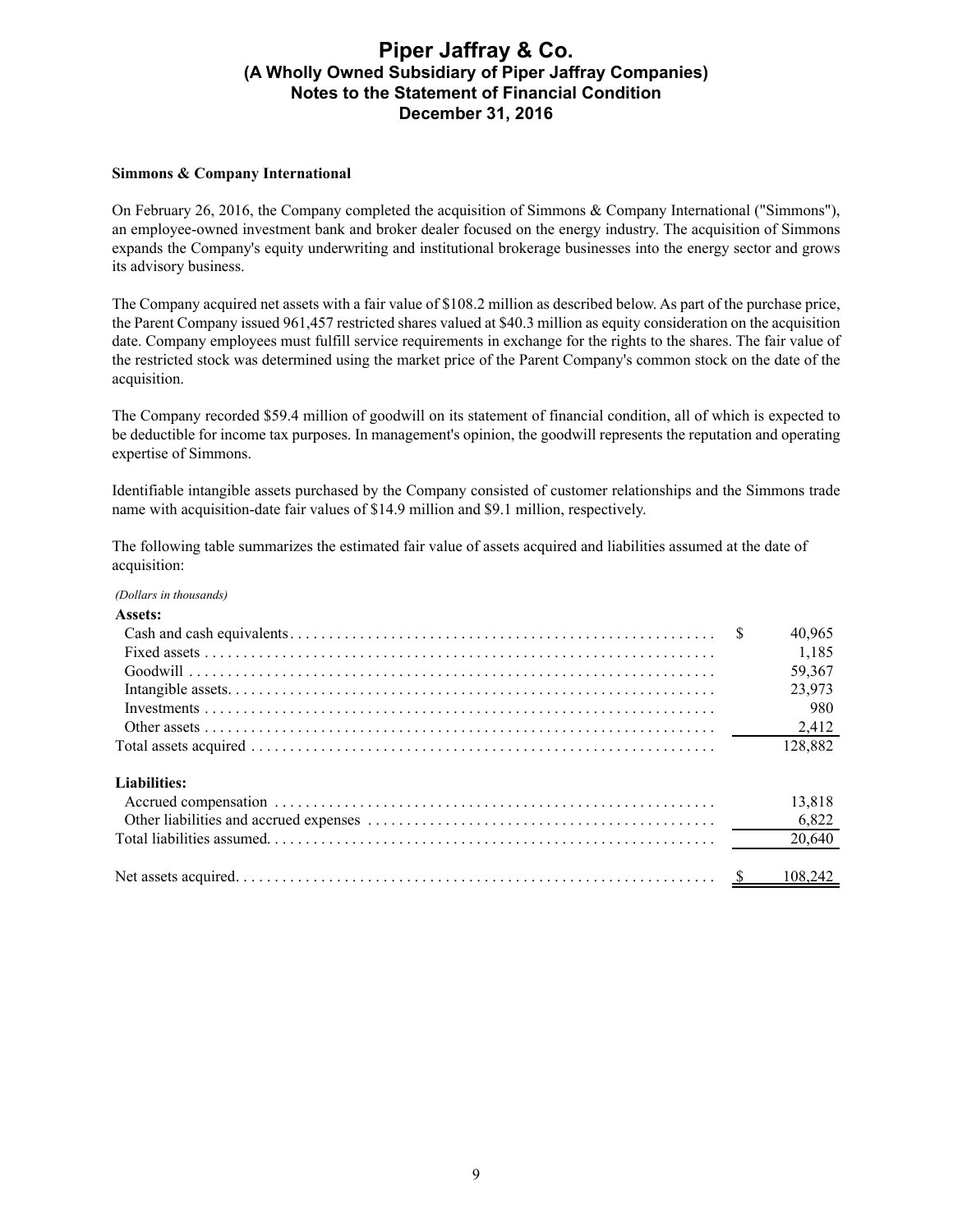**Simmons & Company International**

On February 26, 2016, the Company completed the acquisition of Simmons & Company International ("Simmons"), an employee-owned investment bank and broker dealer focused on the energy industry. The acquisition of Simmons expands the Company's equity underwriting and institutional brokerage businesses into the energy sector and grows its advisory business.

The Company acquired net assets with a fair value of $108.2 million as described below. As part of the purchase price, the Parent Company issued 961,457 restricted shares valued at $40.3 million as equity consideration on the acquisition date. Company employees must fulfill service requirements in exchange for the rights to the shares. The fair value of the restricted stock was determined using the market price of the Parent Company's common stock on the date of the acquisition.

The Company recorded $59.4 million of goodwill on its statement of financial condition, all of which is expected to be deductible for income tax purposes. In management's opinion, the goodwill represents the reputation and operating expertise of Simmons.

Identifiable intangible assets purchased by the Company consisted of customer relationships and the Simmons trade name with acquisition-date fair values of $14.9 million and $9.1 million, respectively.

The following table summarizes the estimated fair value of assets acquired and liabilities assumed at the date of acquisition:

*(Dollars in thousands)*

| | |
|---|---|
| **Assets:** | |
| Cash and cash equivalents | $ 40,965 |
| Fixed assets | 1,185 |
| Goodwill | 59,367 |
| Intangible assets | 23,973 |
| Investments | 980 |
| Other assets | 2,412 |
| Total assets acquired | 128,882 |
| **Liabilities:** | |
| Accrued compensation | 13,818 |
| Other liabilities and accrued expenses | 6,822 |
| Total liabilities assumed | 20,640 |
| Net assets acquired | $ 108,242 |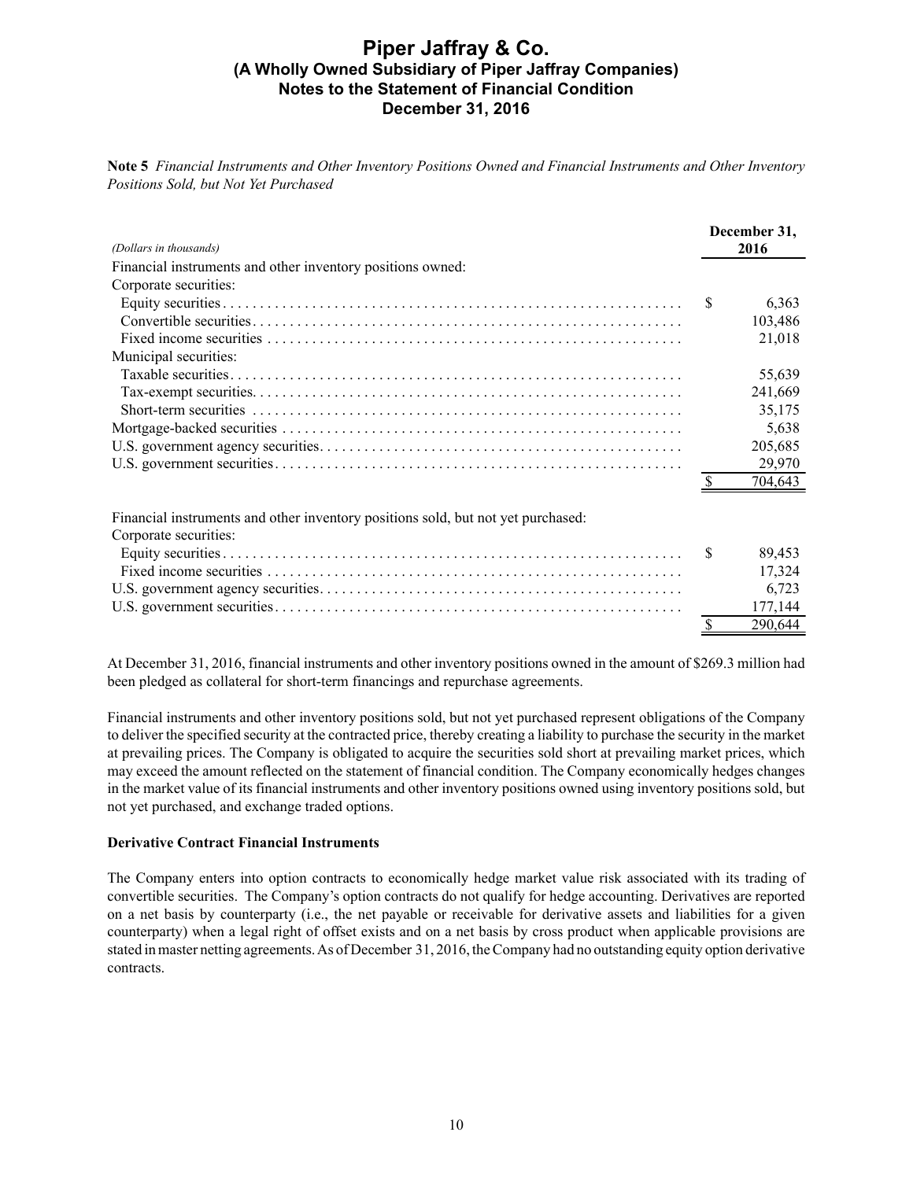**Note 5** *Financial Instruments and Other Inventory Positions Owned and Financial Instruments and Other Inventory Positions Sold, but Not Yet Purchased*

| *(Dollars in thousands)* | December 31, 2016 |
|---|---|
| Financial instruments and other inventory positions owned: | |
| Corporate securities: | |
| Equity securities | $ 6,363 |
| Convertible securities | 103,486 |
| Fixed income securities | 21,018 |
| Municipal securities: | |
| Taxable securities | 55,639 |
| Tax-exempt securities | 241,669 |
| Short-term securities | 35,175 |
| Mortgage-backed securities | 5,638 |
| U.S. government agency securities | 205,685 |
| U.S. government securities | 29,970 |
| | $ 704,643 |
| Financial instruments and other inventory positions sold, but not yet purchased: | |
| Corporate securities: | |
| Equity securities | $ 89,453 |
| Fixed income securities | 17,324 |
| U.S. government agency securities | 6,723 |
| U.S. government securities | 177,144 |
| | $ 290,644 |

At December 31, 2016, financial instruments and other inventory positions owned in the amount of $269.3 million had been pledged as collateral for short-term financings and repurchase agreements.

Financial instruments and other inventory positions sold, but not yet purchased represent obligations of the Company to deliver the specified security at the contracted price, thereby creating a liability to purchase the security in the market at prevailing prices. The Company is obligated to acquire the securities sold short at prevailing market prices, which may exceed the amount reflected on the statement of financial condition. The Company economically hedges changes in the market value of its financial instruments and other inventory positions owned using inventory positions sold, but not yet purchased, and exchange traded options.

**Derivative Contract Financial Instruments**

The Company enters into option contracts to economically hedge market value risk associated with its trading of convertible securities. The Company's option contracts do not qualify for hedge accounting. Derivatives are reported on a net basis by counterparty (i.e., the net payable or receivable for derivative assets and liabilities for a given counterparty) when a legal right of offset exists and on a net basis by cross product when applicable provisions are stated in master netting agreements. As of December 31, 2016, the Company had no outstanding equity option derivative contracts.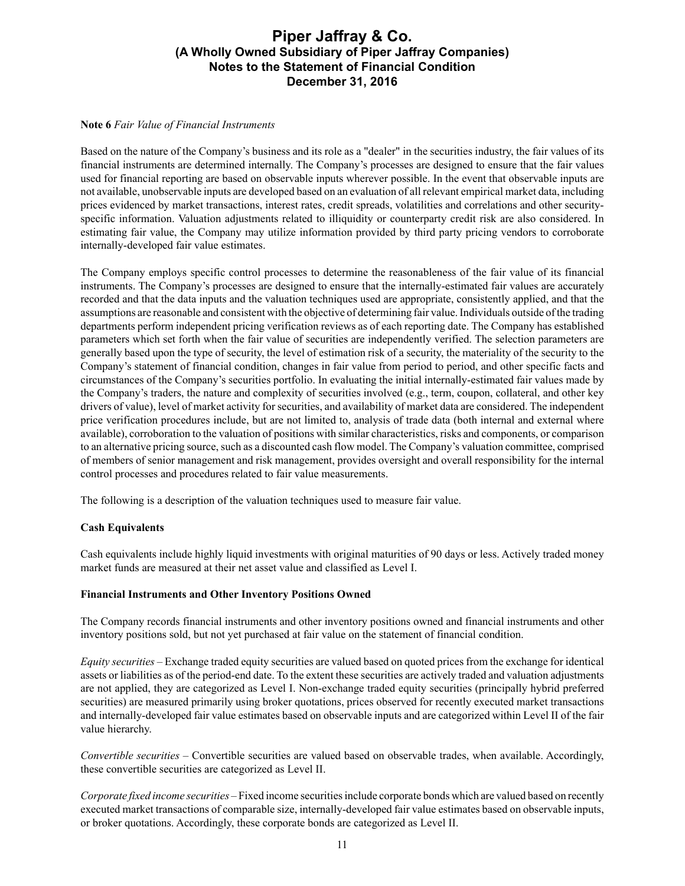**Note 6** *Fair Value of Financial Instruments*

Based on the nature of the Company's business and its role as a "dealer" in the securities industry, the fair values of its financial instruments are determined internally. The Company's processes are designed to ensure that the fair values used for financial reporting are based on observable inputs wherever possible. In the event that observable inputs are not available, unobservable inputs are developed based on an evaluation of all relevant empirical market data, including prices evidenced by market transactions, interest rates, credit spreads, volatilities and correlations and other security-specific information. Valuation adjustments related to illiquidity or counterparty credit risk are also considered. In estimating fair value, the Company may utilize information provided by third party pricing vendors to corroborate internally-developed fair value estimates.

The Company employs specific control processes to determine the reasonableness of the fair value of its financial instruments. The Company's processes are designed to ensure that the internally-estimated fair values are accurately recorded and that the data inputs and the valuation techniques used are appropriate, consistently applied, and that the assumptions are reasonable and consistent with the objective of determining fair value. Individuals outside of the trading departments perform independent pricing verification reviews as of each reporting date. The Company has established parameters which set forth when the fair value of securities are independently verified. The selection parameters are generally based upon the type of security, the level of estimation risk of a security, the materiality of the security to the Company's statement of financial condition, changes in fair value from period to period, and other specific facts and circumstances of the Company's securities portfolio. In evaluating the initial internally-estimated fair values made by the Company's traders, the nature and complexity of securities involved (e.g., term, coupon, collateral, and other key drivers of value), level of market activity for securities, and availability of market data are considered. The independent price verification procedures include, but are not limited to, analysis of trade data (both internal and external where available), corroboration to the valuation of positions with similar characteristics, risks and components, or comparison to an alternative pricing source, such as a discounted cash flow model. The Company's valuation committee, comprised of members of senior management and risk management, provides oversight and overall responsibility for the internal control processes and procedures related to fair value measurements.

The following is a description of the valuation techniques used to measure fair value.

**Cash Equivalents**

Cash equivalents include highly liquid investments with original maturities of 90 days or less. Actively traded money market funds are measured at their net asset value and classified as Level I.

**Financial Instruments and Other Inventory Positions Owned**

The Company records financial instruments and other inventory positions owned and financial instruments and other inventory positions sold, but not yet purchased at fair value on the statement of financial condition.

*Equity securities* – Exchange traded equity securities are valued based on quoted prices from the exchange for identical assets or liabilities as of the period-end date. To the extent these securities are actively traded and valuation adjustments are not applied, they are categorized as Level I. Non-exchange traded equity securities (principally hybrid preferred securities) are measured primarily using broker quotations, prices observed for recently executed market transactions and internally-developed fair value estimates based on observable inputs and are categorized within Level II of the fair value hierarchy.

*Convertible securities* – Convertible securities are valued based on observable trades, when available. Accordingly, these convertible securities are categorized as Level II.

*Corporate fixed income securities* – Fixed income securities include corporate bonds which are valued based on recently executed market transactions of comparable size, internally-developed fair value estimates based on observable inputs, or broker quotations. Accordingly, these corporate bonds are categorized as Level II.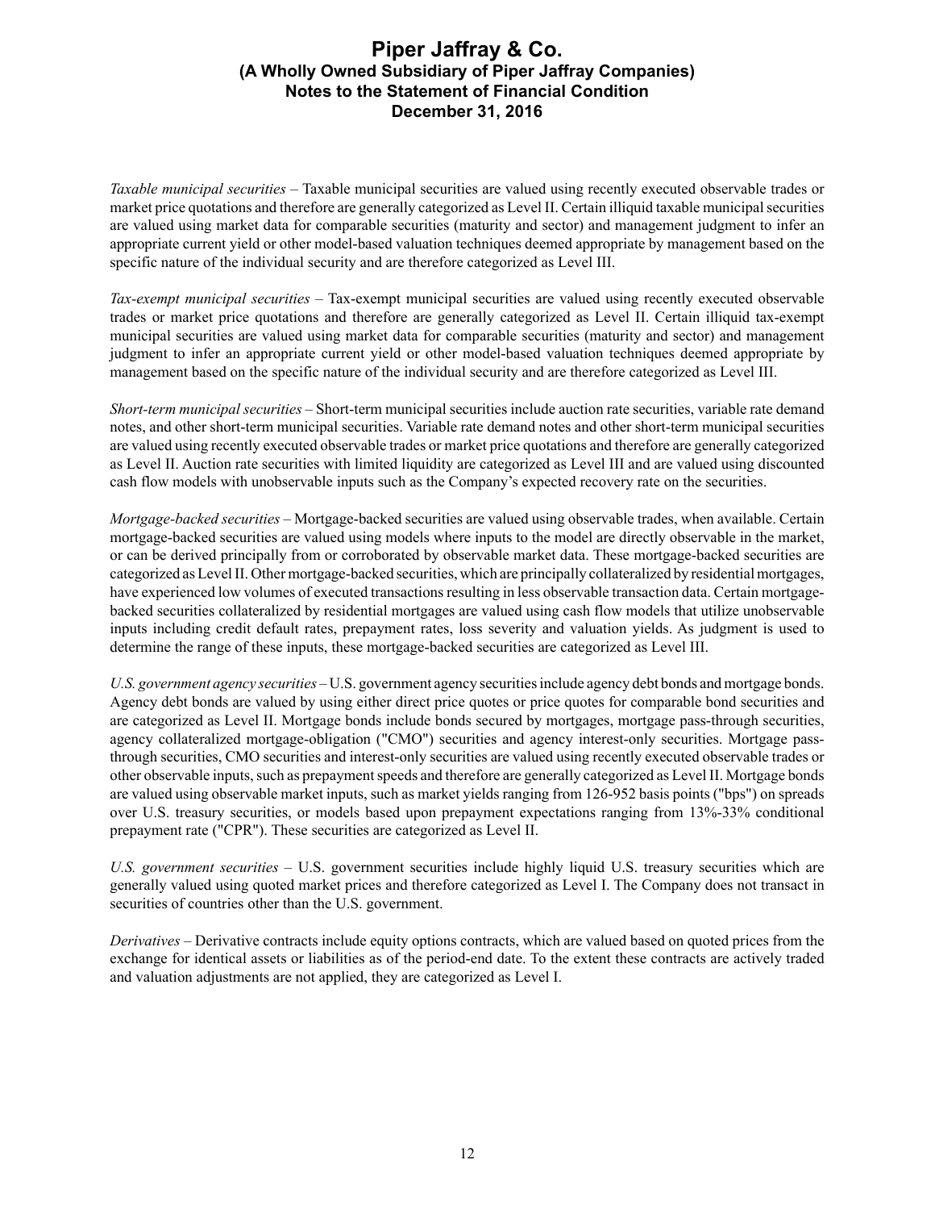*Taxable municipal securities* – Taxable municipal securities are valued using recently executed observable trades or market price quotations and therefore are generally categorized as Level II. Certain illiquid taxable municipal securities are valued using market data for comparable securities (maturity and sector) and management judgment to infer an appropriate current yield or other model-based valuation techniques deemed appropriate by management based on the specific nature of the individual security and are therefore categorized as Level III.

*Tax-exempt municipal securities* – Tax-exempt municipal securities are valued using recently executed observable trades or market price quotations and therefore are generally categorized as Level II. Certain illiquid tax-exempt municipal securities are valued using market data for comparable securities (maturity and sector) and management judgment to infer an appropriate current yield or other model-based valuation techniques deemed appropriate by management based on the specific nature of the individual security and are therefore categorized as Level III.

*Short-term municipal securities* – Short-term municipal securities include auction rate securities, variable rate demand notes, and other short-term municipal securities. Variable rate demand notes and other short-term municipal securities are valued using recently executed observable trades or market price quotations and therefore are generally categorized as Level II. Auction rate securities with limited liquidity are categorized as Level III and are valued using discounted cash flow models with unobservable inputs such as the Company's expected recovery rate on the securities.

*Mortgage-backed securities* – Mortgage-backed securities are valued using observable trades, when available. Certain mortgage-backed securities are valued using models where inputs to the model are directly observable in the market, or can be derived principally from or corroborated by observable market data. These mortgage-backed securities are categorized as Level II. Other mortgage-backed securities, which are principally collateralized by residential mortgages, have experienced low volumes of executed transactions resulting in less observable transaction data. Certain mortgage-backed securities collateralized by residential mortgages are valued using cash flow models that utilize unobservable inputs including credit default rates, prepayment rates, loss severity and valuation yields. As judgment is used to determine the range of these inputs, these mortgage-backed securities are categorized as Level III.

*U.S. government agency securities* – U.S. government agency securities include agency debt bonds and mortgage bonds. Agency debt bonds are valued by using either direct price quotes or price quotes for comparable bond securities and are categorized as Level II. Mortgage bonds include bonds secured by mortgages, mortgage pass-through securities, agency collateralized mortgage-obligation ("CMO") securities and agency interest-only securities. Mortgage pass-through securities, CMO securities and interest-only securities are valued using recently executed observable trades or other observable inputs, such as prepayment speeds and therefore are generally categorized as Level II. Mortgage bonds are valued using observable market inputs, such as market yields ranging from 126-952 basis points ("bps") on spreads over U.S. treasury securities, or models based upon prepayment expectations ranging from 13%-33% conditional prepayment rate ("CPR"). These securities are categorized as Level II.

*U.S. government securities* – U.S. government securities include highly liquid U.S. treasury securities which are generally valued using quoted market prices and therefore categorized as Level I. The Company does not transact in securities of countries other than the U.S. government.

*Derivatives* – Derivative contracts include equity options contracts, which are valued based on quoted prices from the exchange for identical assets or liabilities as of the period-end date. To the extent these contracts are actively traded and valuation adjustments are not applied, they are categorized as Level I.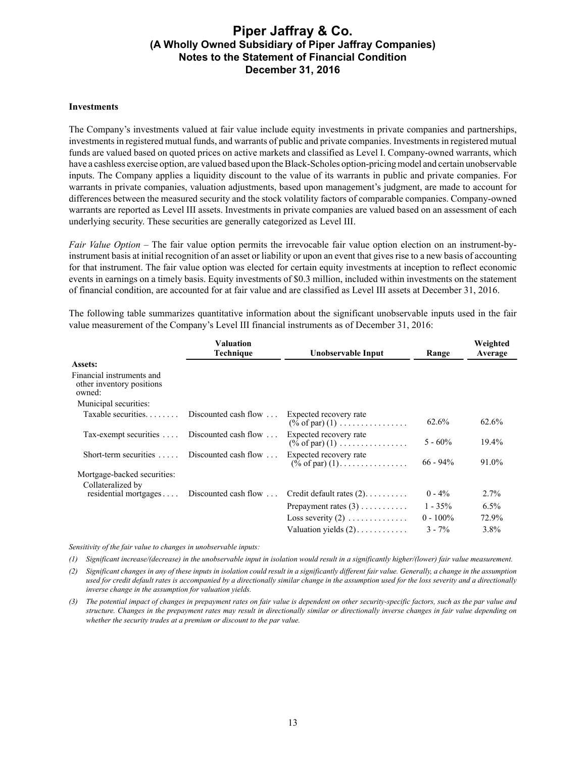**Investments**

The Company's investments valued at fair value include equity investments in private companies and partnerships, investments in registered mutual funds, and warrants of public and private companies. Investments in registered mutual funds are valued based on quoted prices on active markets and classified as Level I. Company-owned warrants, which have a cashless exercise option, are valued based upon the Black-Scholes option-pricing model and certain unobservable inputs. The Company applies a liquidity discount to the value of its warrants in public and private companies. For warrants in private companies, valuation adjustments, based upon management's judgment, are made to account for differences between the measured security and the stock volatility factors of comparable companies. Company-owned warrants are reported as Level III assets. Investments in private companies are valued based on an assessment of each underlying security. These securities are generally categorized as Level III.

*Fair Value Option* – The fair value option permits the irrevocable fair value option election on an instrument-by-instrument basis at initial recognition of an asset or liability or upon an event that gives rise to a new basis of accounting for that instrument. The fair value option was elected for certain equity investments at inception to reflect economic events in earnings on a timely basis. Equity investments of $0.3 million, included within investments on the statement of financial condition, are accounted for at fair value and are classified as Level III assets at December 31, 2016.

The following table summarizes quantitative information about the significant unobservable inputs used in the fair value measurement of the Company's Level III financial instruments as of December 31, 2016:

| | Valuation Technique | Unobservable Input | Range | Weighted Average |
|---|---|---|---|---|
| **Assets:** | | | | |
| Financial instruments and other inventory positions owned: | | | | |
| Municipal securities: | | | | |
| Taxable securities | Discounted cash flow | Expected recovery rate (% of par) (1) | 62.6% | 62.6% |
| Tax-exempt securities | Discounted cash flow | Expected recovery rate (% of par) (1) | 5 - 60% | 19.4% |
| Short-term securities | Discounted cash flow | Expected recovery rate (% of par) (1) | 66 - 94% | 91.0% |
| Mortgage-backed securities: | | | | |
| Collateralized by residential mortgages | Discounted cash flow | Credit default rates (2) | 0 - 4% | 2.7% |
| | | Prepayment rates (3) | 1 - 35% | 6.5% |
| | | Loss severity (2) | 0 - 100% | 72.9% |
| | | Valuation yields (2) | 3 - 7% | 3.8% |

*Sensitivity of the fair value to changes in unobservable inputs:*

*(1) Significant increase/(decrease) in the unobservable input in isolation would result in a significantly higher/(lower) fair value measurement.*

*(2) Significant changes in any of these inputs in isolation could result in a significantly different fair value. Generally, a change in the assumption used for credit default rates is accompanied by a directionally similar change in the assumption used for the loss severity and a directionally inverse change in the assumption for valuation yields.*

*(3) The potential impact of changes in prepayment rates on fair value is dependent on other security-specific factors, such as the par value and structure. Changes in the prepayment rates may result in directionally similar or directionally inverse changes in fair value depending on whether the security trades at a premium or discount to the par value.*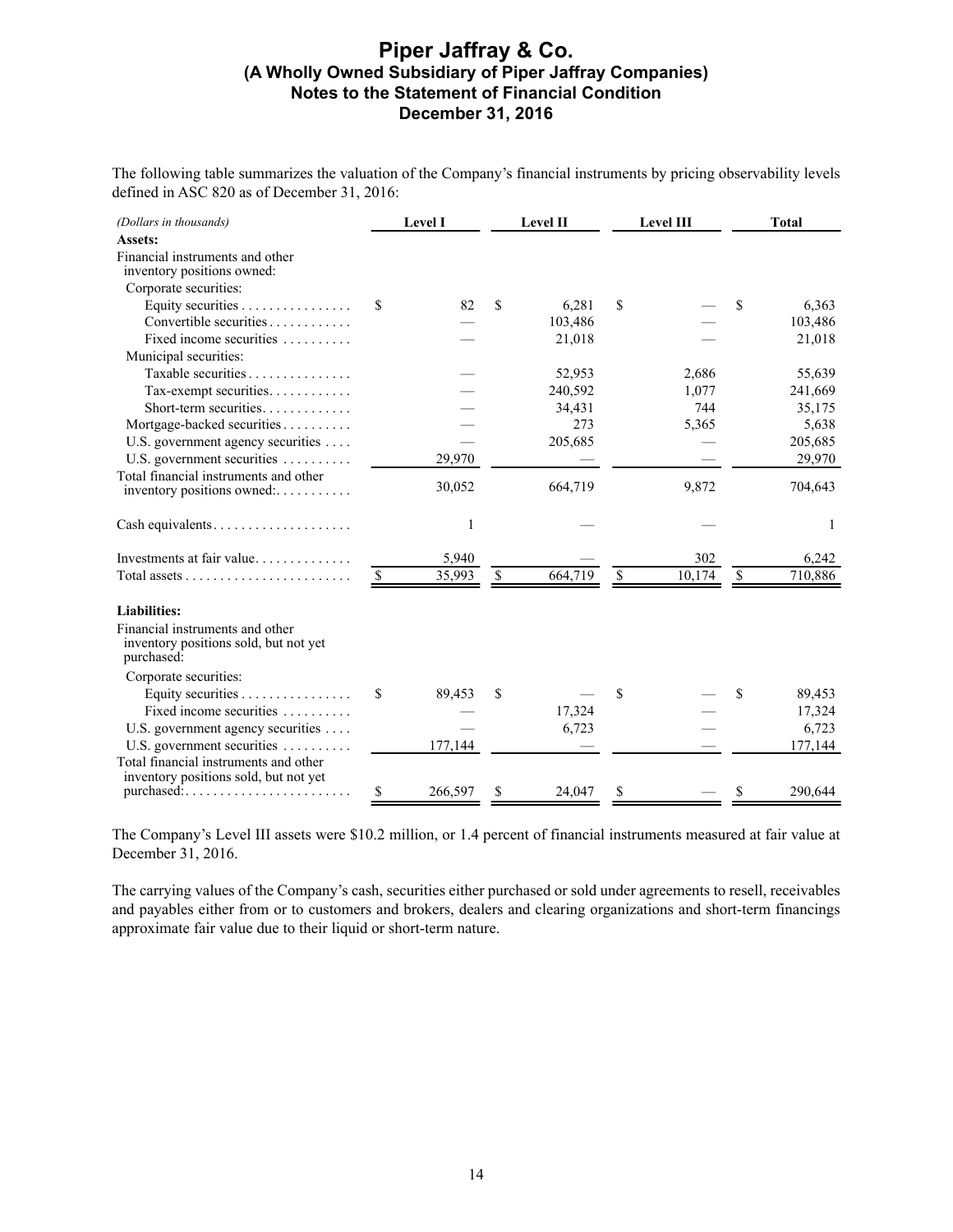# Piper Jaffray & Co.
## (A Wholly Owned Subsidiary of Piper Jaffray Companies)
## Notes to the Statement of Financial Condition
## December 31, 2016

The following table summarizes the valuation of the Company's financial instruments by pricing observability levels defined in ASC 820 as of December 31, 2016:

| *(Dollars in thousands)* | Level I | Level II | Level III | Total |
|---|---|---|---|---|
| **Assets:** | | | | |
| Financial instruments and other inventory positions owned: | | | | |
| Corporate securities: | | | | |
| Equity securities | $ 82 | $ 6,281 | $ — | $ 6,363 |
| Convertible securities | — | 103,486 | — | 103,486 |
| Fixed income securities | — | 21,018 | — | 21,018 |
| Municipal securities: | | | | |
| Taxable securities | — | 52,953 | 2,686 | 55,639 |
| Tax-exempt securities | — | 240,592 | 1,077 | 241,669 |
| Short-term securities | — | 34,431 | 744 | 35,175 |
| Mortgage-backed securities | — | 273 | 5,365 | 5,638 |
| U.S. government agency securities | — | 205,685 | — | 205,685 |
| U.S. government securities | 29,970 | — | — | 29,970 |
| Total financial instruments and other inventory positions owned: | 30,052 | 664,719 | 9,872 | 704,643 |
| Cash equivalents | 1 | — | — | 1 |
| Investments at fair value | 5,940 | — | 302 | 6,242 |
| Total assets | $ 35,993 | $ 664,719 | $ 10,174 | $ 710,886 |
| **Liabilities:** | | | | |
| Financial instruments and other inventory positions sold, but not yet purchased: | | | | |
| Corporate securities: | | | | |
| Equity securities | $ 89,453 | $ — | $ — | $ 89,453 |
| Fixed income securities | — | 17,324 | — | 17,324 |
| U.S. government agency securities | — | 6,723 | — | 6,723 |
| U.S. government securities | 177,144 | — | — | 177,144 |
| Total financial instruments and other inventory positions sold, but not yet purchased: | $ 266,597 | $ 24,047 | $ — | $ 290,644 |

The Company's Level III assets were $10.2 million, or 1.4 percent of financial instruments measured at fair value at December 31, 2016.

The carrying values of the Company's cash, securities either purchased or sold under agreements to resell, receivables and payables either from or to customers and brokers, dealers and clearing organizations and short-term financings approximate fair value due to their liquid or short-term nature.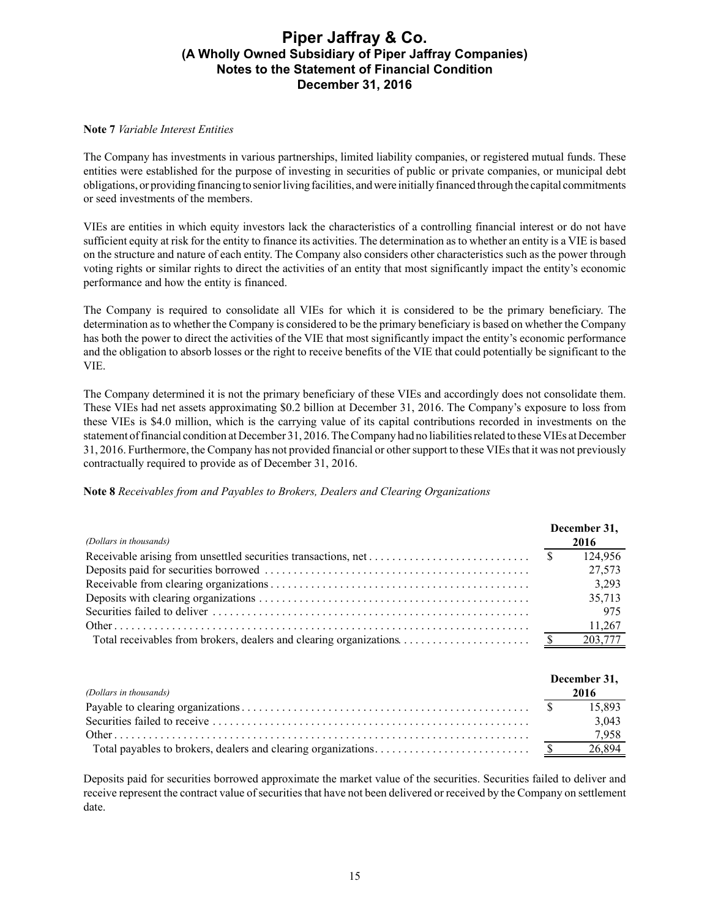**Note 7** *Variable Interest Entities*

The Company has investments in various partnerships, limited liability companies, or registered mutual funds. These entities were established for the purpose of investing in securities of public or private companies, or municipal debt obligations, or providing financing to senior living facilities, and were initially financed through the capital commitments or seed investments of the members.

VIEs are entities in which equity investors lack the characteristics of a controlling financial interest or do not have sufficient equity at risk for the entity to finance its activities. The determination as to whether an entity is a VIE is based on the structure and nature of each entity. The Company also considers other characteristics such as the power through voting rights or similar rights to direct the activities of an entity that most significantly impact the entity's economic performance and how the entity is financed.

The Company is required to consolidate all VIEs for which it is considered to be the primary beneficiary. The determination as to whether the Company is considered to be the primary beneficiary is based on whether the Company has both the power to direct the activities of the VIE that most significantly impact the entity's economic performance and the obligation to absorb losses or the right to receive benefits of the VIE that could potentially be significant to the VIE.

The Company determined it is not the primary beneficiary of these VIEs and accordingly does not consolidate them. These VIEs had net assets approximating $0.2 billion at December 31, 2016. The Company's exposure to loss from these VIEs is $4.0 million, which is the carrying value of its capital contributions recorded in investments on the statement of financial condition at December 31, 2016. The Company had no liabilities related to these VIEs at December 31, 2016. Furthermore, the Company has not provided financial or other support to these VIEs that it was not previously contractually required to provide as of December 31, 2016.

**Note 8** *Receivables from and Payables to Brokers, Dealers and Clearing Organizations*

| *(Dollars in thousands)* | December 31, 2016 |
|---|---|
| Receivable arising from unsettled securities transactions, net | $ 124,956 |
| Deposits paid for securities borrowed | 27,573 |
| Receivable from clearing organizations | 3,293 |
| Deposits with clearing organizations | 35,713 |
| Securities failed to deliver | 975 |
| Other | 11,267 |
| Total receivables from brokers, dealers and clearing organizations | $ 203,777 |

| *(Dollars in thousands)* | December 31, 2016 |
|---|---|
| Payable to clearing organizations | $ 15,893 |
| Securities failed to receive | 3,043 |
| Other | 7,958 |
| Total payables to brokers, dealers and clearing organizations | $ 26,894 |

Deposits paid for securities borrowed approximate the market value of the securities. Securities failed to deliver and receive represent the contract value of securities that have not been delivered or received by the Company on settlement date.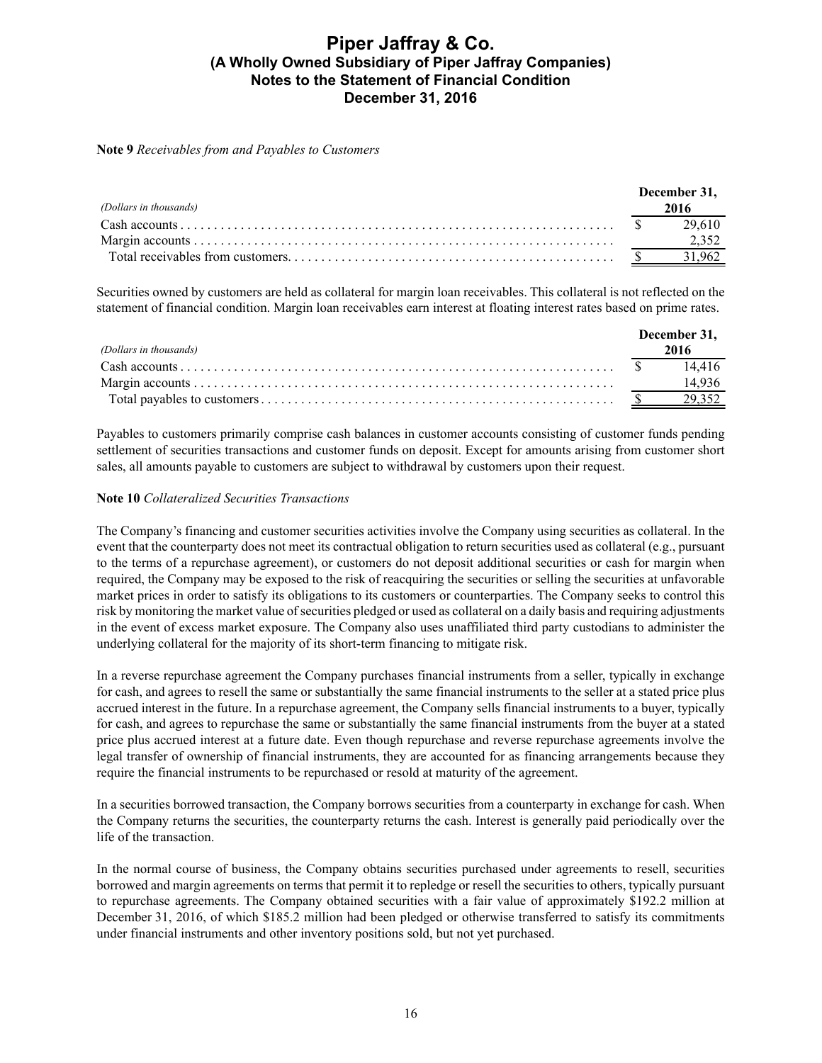**Note 9** *Receivables from and Payables to Customers*

| *(Dollars in thousands)* | December 31, 2016 |
|---|---|
| Cash accounts | $ 29,610 |
| Margin accounts | 2,352 |
| Total receivables from customers. | $ 31,962 |

Securities owned by customers are held as collateral for margin loan receivables. This collateral is not reflected on the statement of financial condition. Margin loan receivables earn interest at floating interest rates based on prime rates.

| *(Dollars in thousands)* | December 31, 2016 |
|---|---|
| Cash accounts | $ 14,416 |
| Margin accounts | 14,936 |
| Total payables to customers | $ 29,352 |

Payables to customers primarily comprise cash balances in customer accounts consisting of customer funds pending settlement of securities transactions and customer funds on deposit. Except for amounts arising from customer short sales, all amounts payable to customers are subject to withdrawal by customers upon their request.

**Note 10** *Collateralized Securities Transactions*

The Company's financing and customer securities activities involve the Company using securities as collateral. In the event that the counterparty does not meet its contractual obligation to return securities used as collateral (e.g., pursuant to the terms of a repurchase agreement), or customers do not deposit additional securities or cash for margin when required, the Company may be exposed to the risk of reacquiring the securities or selling the securities at unfavorable market prices in order to satisfy its obligations to its customers or counterparties. The Company seeks to control this risk by monitoring the market value of securities pledged or used as collateral on a daily basis and requiring adjustments in the event of excess market exposure. The Company also uses unaffiliated third party custodians to administer the underlying collateral for the majority of its short-term financing to mitigate risk.

In a reverse repurchase agreement the Company purchases financial instruments from a seller, typically in exchange for cash, and agrees to resell the same or substantially the same financial instruments to the seller at a stated price plus accrued interest in the future. In a repurchase agreement, the Company sells financial instruments to a buyer, typically for cash, and agrees to repurchase the same or substantially the same financial instruments from the buyer at a stated price plus accrued interest at a future date. Even though repurchase and reverse repurchase agreements involve the legal transfer of ownership of financial instruments, they are accounted for as financing arrangements because they require the financial instruments to be repurchased or resold at maturity of the agreement.

In a securities borrowed transaction, the Company borrows securities from a counterparty in exchange for cash. When the Company returns the securities, the counterparty returns the cash. Interest is generally paid periodically over the life of the transaction.

In the normal course of business, the Company obtains securities purchased under agreements to resell, securities borrowed and margin agreements on terms that permit it to repledge or resell the securities to others, typically pursuant to repurchase agreements. The Company obtained securities with a fair value of approximately $192.2 million at December 31, 2016, of which $185.2 million had been pledged or otherwise transferred to satisfy its commitments under financial instruments and other inventory positions sold, but not yet purchased.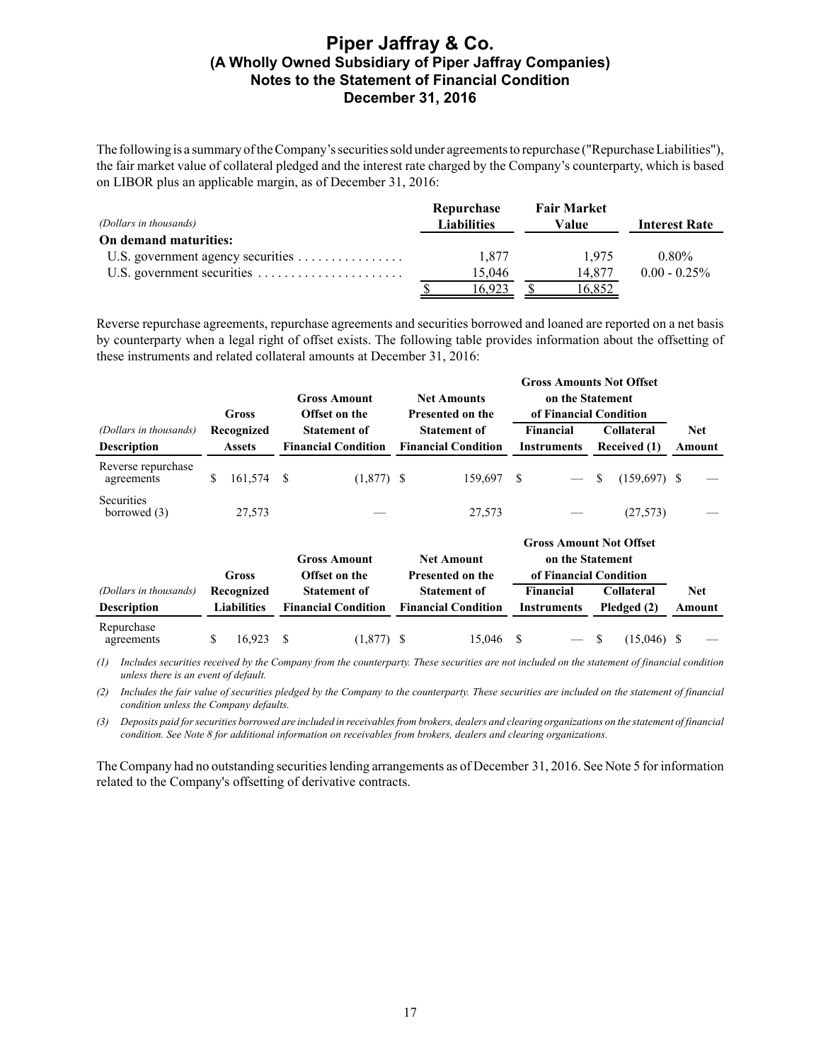The following is a summary of the Company's securities sold under agreements to repurchase ("Repurchase Liabilities"), the fair market value of collateral pledged and the interest rate charged by the Company's counterparty, which is based on LIBOR plus an applicable margin, as of December 31, 2016:

| *(Dollars in thousands)* | Repurchase Liabilities | Fair Market Value | Interest Rate |
|---|---|---|---|
| **On demand maturities:** | | | |
| U.S. government agency securities | 1,877 | 1,975 | 0.80% |
| U.S. government securities | 15,046 | 14,877 | 0.00 - 0.25% |
| | $ 16,923 | $ 16,852 | |

Reverse repurchase agreements, repurchase agreements and securities borrowed and loaned are reported on a net basis by counterparty when a legal right of offset exists. The following table provides information about the offsetting of these instruments and related collateral amounts at December 31, 2016:

| | | | | Gross Amounts Not Offset on the Statement of Financial Condition | | |
|---|---|---|---|---|---|---|
| *(Dollars in thousands)* **Description** | Gross Recognized Assets | Gross Amount Offset on the Statement of Financial Condition | Net Amounts Presented on the Statement of Financial Condition | Financial Instruments | Collateral Received (1) | Net Amount |
| Reverse repurchase agreements | $ 161,574 | $ (1,877) | $ 159,697 | $ — | $ (159,697) | $ — |
| Securities borrowed (3) | 27,573 | — | 27,573 | — | (27,573) | — |

| | | | | Gross Amount Not Offset on the Statement of Financial Condition | | |
|---|---|---|---|---|---|---|
| *(Dollars in thousands)* **Description** | Gross Recognized Liabilities | Gross Amount Offset on the Statement of Financial Condition | Net Amount Presented on the Statement of Financial Condition | Financial Instruments | Collateral Pledged (2) | Net Amount |
| Repurchase agreements | $ 16,923 | $ (1,877) | $ 15,046 | $ — | $ (15,046) | $ — |

*(1) Includes securities received by the Company from the counterparty. These securities are not included on the statement of financial condition unless there is an event of default.*

*(2) Includes the fair value of securities pledged by the Company to the counterparty. These securities are included on the statement of financial condition unless the Company defaults.*

*(3) Deposits paid for securities borrowed are included in receivables from brokers, dealers and clearing organizations on the statement of financial condition. See Note 8 for additional information on receivables from brokers, dealers and clearing organizations.*

The Company had no outstanding securities lending arrangements as of December 31, 2016. See Note 5 for information related to the Company's offsetting of derivative contracts.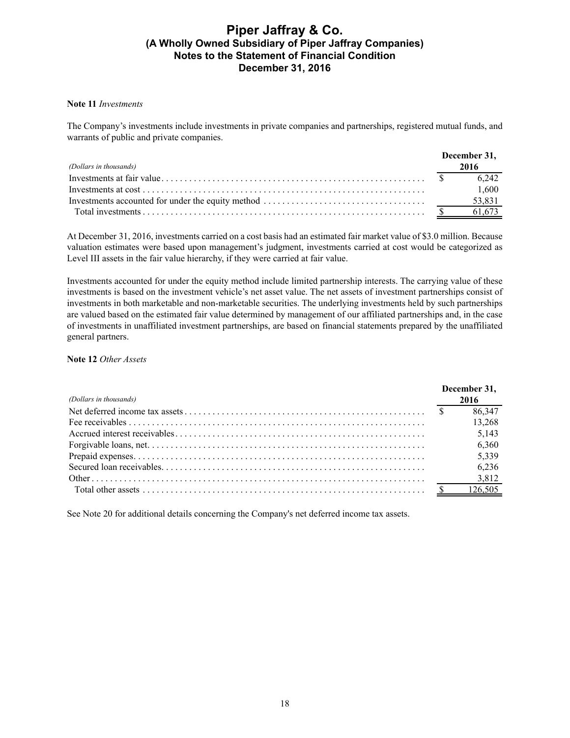**Note 11** *Investments*

The Company's investments include investments in private companies and partnerships, registered mutual funds, and warrants of public and private companies.

| *(Dollars in thousands)* | December 31, 2016 |
|---|---|
| Investments at fair value | $ 6,242 |
| Investments at cost | 1,600 |
| Investments accounted for under the equity method | 53,831 |
| Total investments | $ 61,673 |

At December 31, 2016, investments carried on a cost basis had an estimated fair market value of $3.0 million. Because valuation estimates were based upon management's judgment, investments carried at cost would be categorized as Level III assets in the fair value hierarchy, if they were carried at fair value.

Investments accounted for under the equity method include limited partnership interests. The carrying value of these investments is based on the investment vehicle's net asset value. The net assets of investment partnerships consist of investments in both marketable and non-marketable securities. The underlying investments held by such partnerships are valued based on the estimated fair value determined by management of our affiliated partnerships and, in the case of investments in unaffiliated investment partnerships, are based on financial statements prepared by the unaffiliated general partners.

**Note 12** *Other Assets*

| *(Dollars in thousands)* | December 31, 2016 |
|---|---|
| Net deferred income tax assets | $ 86,347 |
| Fee receivables | 13,268 |
| Accrued interest receivables | 5,143 |
| Forgivable loans, net | 6,360 |
| Prepaid expenses | 5,339 |
| Secured loan receivables | 6,236 |
| Other | 3,812 |
| Total other assets | $ 126,505 |

See Note 20 for additional details concerning the Company's net deferred income tax assets.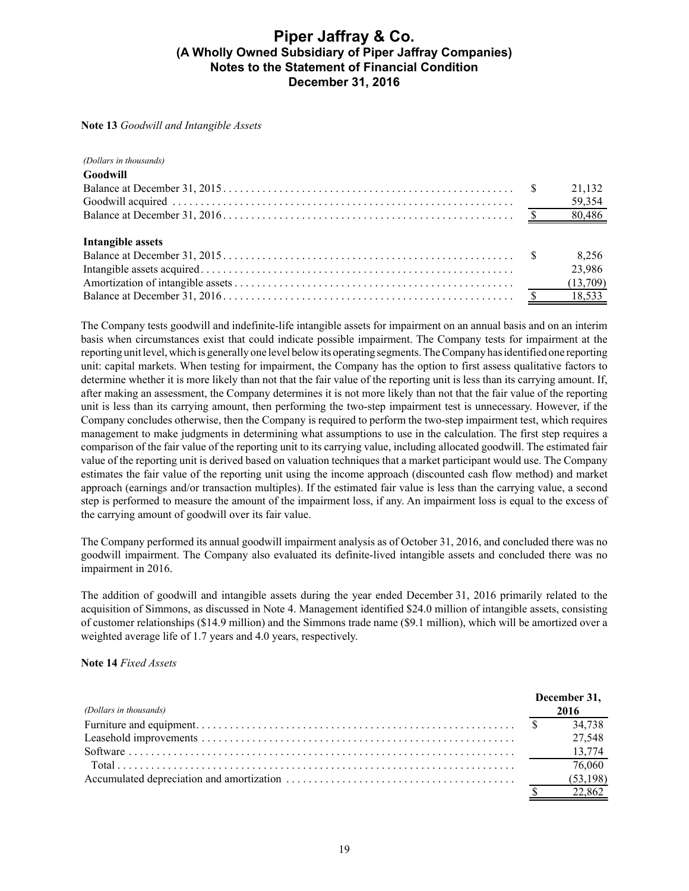**Note 13** *Goodwill and Intangible Assets*

| *(Dollars in thousands)* | |
|---|---|
| **Goodwill** | |
| Balance at December 31, 2015 | $ 21,132 |
| Goodwill acquired | 59,354 |
| Balance at December 31, 2016 | $ 80,486 |
| | |
| **Intangible assets** | |
| Balance at December 31, 2015 | $ 8,256 |
| Intangible assets acquired | 23,986 |
| Amortization of intangible assets | (13,709) |
| Balance at December 31, 2016 | $ 18,533 |

The Company tests goodwill and indefinite-life intangible assets for impairment on an annual basis and on an interim basis when circumstances exist that could indicate possible impairment. The Company tests for impairment at the reporting unit level, which is generally one level below its operating segments. The Company has identified one reporting unit: capital markets. When testing for impairment, the Company has the option to first assess qualitative factors to determine whether it is more likely than not that the fair value of the reporting unit is less than its carrying amount. If, after making an assessment, the Company determines it is not more likely than not that the fair value of the reporting unit is less than its carrying amount, then performing the two-step impairment test is unnecessary. However, if the Company concludes otherwise, then the Company is required to perform the two-step impairment test, which requires management to make judgments in determining what assumptions to use in the calculation. The first step requires a comparison of the fair value of the reporting unit to its carrying value, including allocated goodwill. The estimated fair value of the reporting unit is derived based on valuation techniques that a market participant would use. The Company estimates the fair value of the reporting unit using the income approach (discounted cash flow method) and market approach (earnings and/or transaction multiples). If the estimated fair value is less than the carrying value, a second step is performed to measure the amount of the impairment loss, if any. An impairment loss is equal to the excess of the carrying amount of goodwill over its fair value.

The Company performed its annual goodwill impairment analysis as of October 31, 2016, and concluded there was no goodwill impairment. The Company also evaluated its definite-lived intangible assets and concluded there was no impairment in 2016.

The addition of goodwill and intangible assets during the year ended December 31, 2016 primarily related to the acquisition of Simmons, as discussed in Note 4. Management identified $24.0 million of intangible assets, consisting of customer relationships ($14.9 million) and the Simmons trade name ($9.1 million), which will be amortized over a weighted average life of 1.7 years and 4.0 years, respectively.

**Note 14** *Fixed Assets*

| *(Dollars in thousands)* | December 31, 2016 |
|---|---|
| Furniture and equipment | $ 34,738 |
| Leasehold improvements | 27,548 |
| Software | 13,774 |
| Total | 76,060 |
| Accumulated depreciation and amortization | (53,198) |
| | $ 22,862 |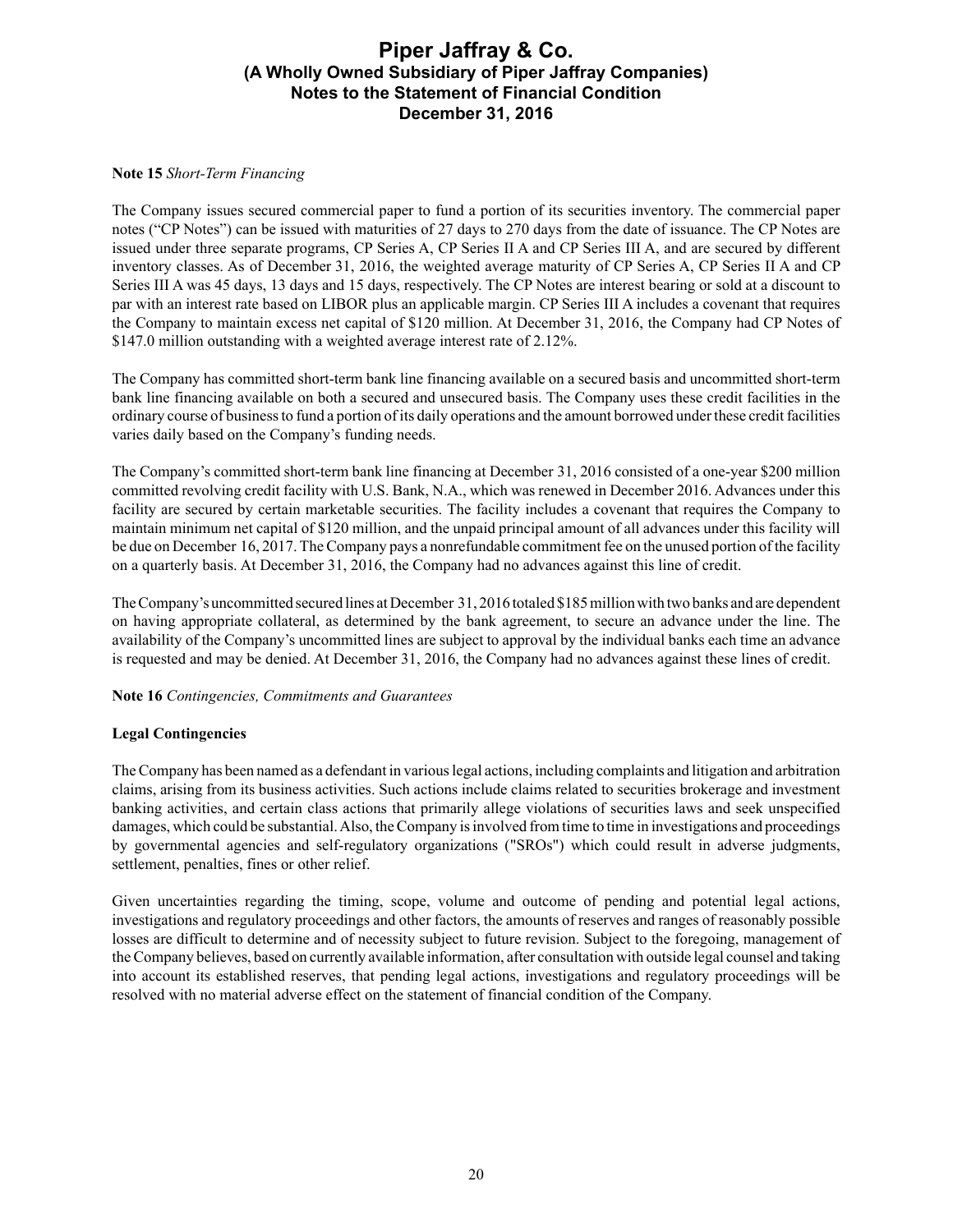**Note 15** *Short-Term Financing*

The Company issues secured commercial paper to fund a portion of its securities inventory. The commercial paper notes ("CP Notes") can be issued with maturities of 27 days to 270 days from the date of issuance. The CP Notes are issued under three separate programs, CP Series A, CP Series II A and CP Series III A, and are secured by different inventory classes. As of December 31, 2016, the weighted average maturity of CP Series A, CP Series II A and CP Series III A was 45 days, 13 days and 15 days, respectively. The CP Notes are interest bearing or sold at a discount to par with an interest rate based on LIBOR plus an applicable margin. CP Series III A includes a covenant that requires the Company to maintain excess net capital of $120 million. At December 31, 2016, the Company had CP Notes of $147.0 million outstanding with a weighted average interest rate of 2.12%.

The Company has committed short-term bank line financing available on a secured basis and uncommitted short-term bank line financing available on both a secured and unsecured basis. The Company uses these credit facilities in the ordinary course of business to fund a portion of its daily operations and the amount borrowed under these credit facilities varies daily based on the Company's funding needs.

The Company's committed short-term bank line financing at December 31, 2016 consisted of a one-year $200 million committed revolving credit facility with U.S. Bank, N.A., which was renewed in December 2016. Advances under this facility are secured by certain marketable securities. The facility includes a covenant that requires the Company to maintain minimum net capital of $120 million, and the unpaid principal amount of all advances under this facility will be due on December 16, 2017. The Company pays a nonrefundable commitment fee on the unused portion of the facility on a quarterly basis. At December 31, 2016, the Company had no advances against this line of credit.

The Company's uncommitted secured lines at December 31, 2016 totaled $185 million with two banks and are dependent on having appropriate collateral, as determined by the bank agreement, to secure an advance under the line. The availability of the Company's uncommitted lines are subject to approval by the individual banks each time an advance is requested and may be denied. At December 31, 2016, the Company had no advances against these lines of credit.

**Note 16** *Contingencies, Commitments and Guarantees*

**Legal Contingencies**

The Company has been named as a defendant in various legal actions, including complaints and litigation and arbitration claims, arising from its business activities. Such actions include claims related to securities brokerage and investment banking activities, and certain class actions that primarily allege violations of securities laws and seek unspecified damages, which could be substantial. Also, the Company is involved from time to time in investigations and proceedings by governmental agencies and self-regulatory organizations ("SROs") which could result in adverse judgments, settlement, penalties, fines or other relief.

Given uncertainties regarding the timing, scope, volume and outcome of pending and potential legal actions, investigations and regulatory proceedings and other factors, the amounts of reserves and ranges of reasonably possible losses are difficult to determine and of necessity subject to future revision. Subject to the foregoing, management of the Company believes, based on currently available information, after consultation with outside legal counsel and taking into account its established reserves, that pending legal actions, investigations and regulatory proceedings will be resolved with no material adverse effect on the statement of financial condition of the Company.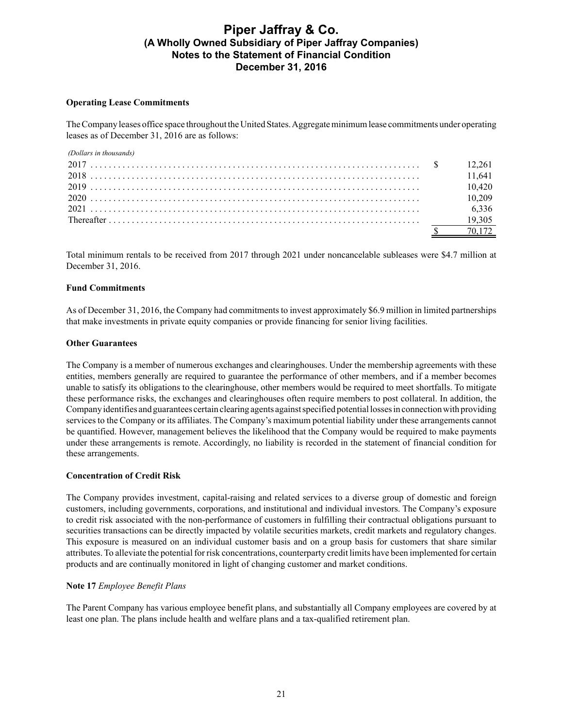**Operating Lease Commitments**

The Company leases office space throughout the United States. Aggregate minimum lease commitments under operating leases as of December 31, 2016 are as follows:

| *(Dollars in thousands)* | |
|---|---|
| 2017 | $ 12,261 |
| 2018 | 11,641 |
| 2019 | 10,420 |
| 2020 | 10,209 |
| 2021 | 6,336 |
| Thereafter | 19,305 |
| | $ 70,172 |

Total minimum rentals to be received from 2017 through 2021 under noncancelable subleases were $4.7 million at December 31, 2016.

**Fund Commitments**

As of December 31, 2016, the Company had commitments to invest approximately $6.9 million in limited partnerships that make investments in private equity companies or provide financing for senior living facilities.

**Other Guarantees**

The Company is a member of numerous exchanges and clearinghouses. Under the membership agreements with these entities, members generally are required to guarantee the performance of other members, and if a member becomes unable to satisfy its obligations to the clearinghouse, other members would be required to meet shortfalls. To mitigate these performance risks, the exchanges and clearinghouses often require members to post collateral. In addition, the Company identifies and guarantees certain clearing agents against specified potential losses in connection with providing services to the Company or its affiliates. The Company's maximum potential liability under these arrangements cannot be quantified. However, management believes the likelihood that the Company would be required to make payments under these arrangements is remote. Accordingly, no liability is recorded in the statement of financial condition for these arrangements.

**Concentration of Credit Risk**

The Company provides investment, capital-raising and related services to a diverse group of domestic and foreign customers, including governments, corporations, and institutional and individual investors. The Company's exposure to credit risk associated with the non-performance of customers in fulfilling their contractual obligations pursuant to securities transactions can be directly impacted by volatile securities markets, credit markets and regulatory changes. This exposure is measured on an individual customer basis and on a group basis for customers that share similar attributes. To alleviate the potential for risk concentrations, counterparty credit limits have been implemented for certain products and are continually monitored in light of changing customer and market conditions.

**Note 17** *Employee Benefit Plans*

The Parent Company has various employee benefit plans, and substantially all Company employees are covered by at least one plan. The plans include health and welfare plans and a tax-qualified retirement plan.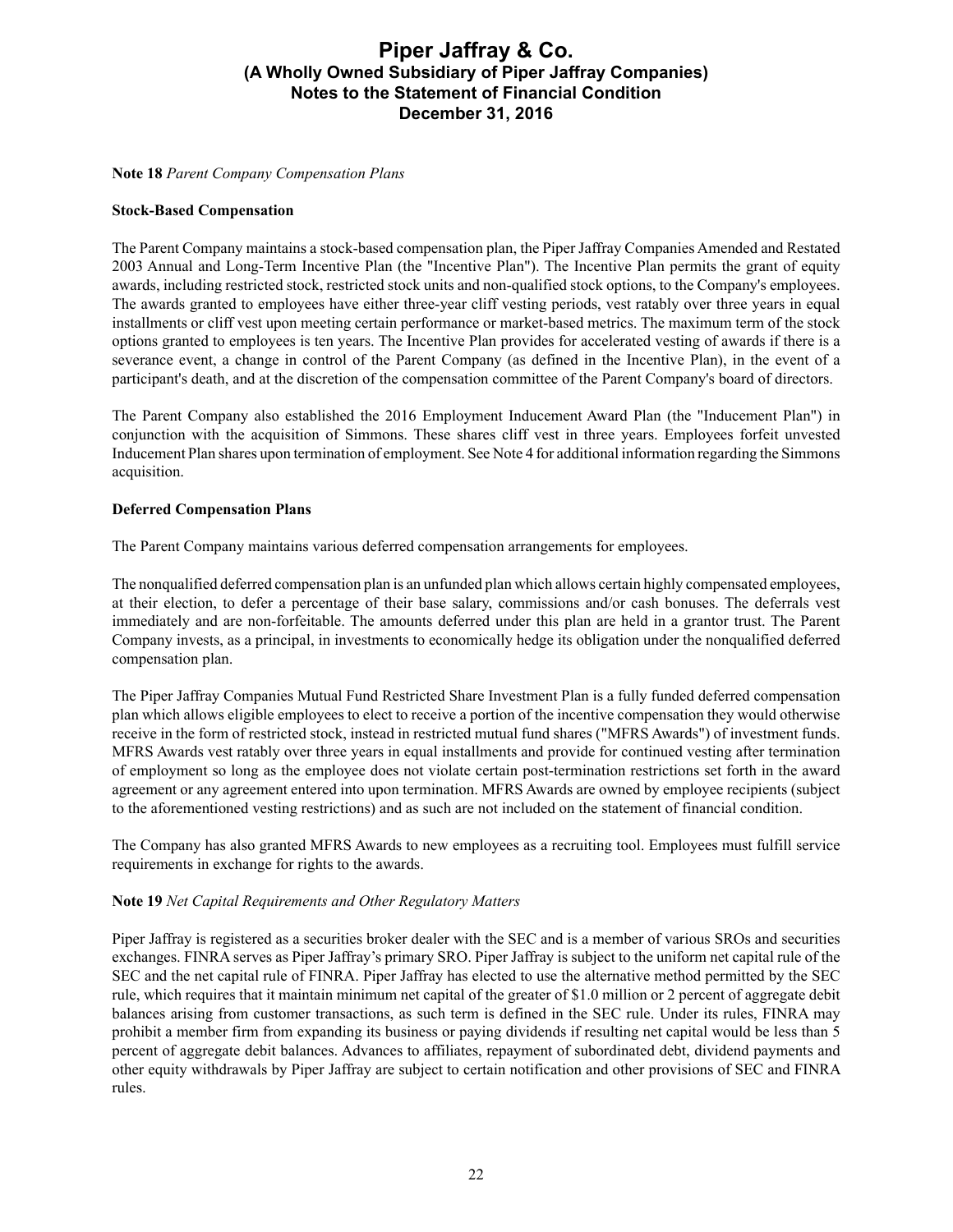**Note 18** *Parent Company Compensation Plans*

**Stock-Based Compensation**

The Parent Company maintains a stock-based compensation plan, the Piper Jaffray Companies Amended and Restated 2003 Annual and Long-Term Incentive Plan (the "Incentive Plan"). The Incentive Plan permits the grant of equity awards, including restricted stock, restricted stock units and non-qualified stock options, to the Company's employees. The awards granted to employees have either three-year cliff vesting periods, vest ratably over three years in equal installments or cliff vest upon meeting certain performance or market-based metrics. The maximum term of the stock options granted to employees is ten years. The Incentive Plan provides for accelerated vesting of awards if there is a severance event, a change in control of the Parent Company (as defined in the Incentive Plan), in the event of a participant's death, and at the discretion of the compensation committee of the Parent Company's board of directors.

The Parent Company also established the 2016 Employment Inducement Award Plan (the "Inducement Plan") in conjunction with the acquisition of Simmons. These shares cliff vest in three years. Employees forfeit unvested Inducement Plan shares upon termination of employment. See Note 4 for additional information regarding the Simmons acquisition.

**Deferred Compensation Plans**

The Parent Company maintains various deferred compensation arrangements for employees.

The nonqualified deferred compensation plan is an unfunded plan which allows certain highly compensated employees, at their election, to defer a percentage of their base salary, commissions and/or cash bonuses. The deferrals vest immediately and are non-forfeitable. The amounts deferred under this plan are held in a grantor trust. The Parent Company invests, as a principal, in investments to economically hedge its obligation under the nonqualified deferred compensation plan.

The Piper Jaffray Companies Mutual Fund Restricted Share Investment Plan is a fully funded deferred compensation plan which allows eligible employees to elect to receive a portion of the incentive compensation they would otherwise receive in the form of restricted stock, instead in restricted mutual fund shares ("MFRS Awards") of investment funds. MFRS Awards vest ratably over three years in equal installments and provide for continued vesting after termination of employment so long as the employee does not violate certain post-termination restrictions set forth in the award agreement or any agreement entered into upon termination. MFRS Awards are owned by employee recipients (subject to the aforementioned vesting restrictions) and as such are not included on the statement of financial condition.

The Company has also granted MFRS Awards to new employees as a recruiting tool. Employees must fulfill service requirements in exchange for rights to the awards.

**Note 19** *Net Capital Requirements and Other Regulatory Matters*

Piper Jaffray is registered as a securities broker dealer with the SEC and is a member of various SROs and securities exchanges. FINRA serves as Piper Jaffray's primary SRO. Piper Jaffray is subject to the uniform net capital rule of the SEC and the net capital rule of FINRA. Piper Jaffray has elected to use the alternative method permitted by the SEC rule, which requires that it maintain minimum net capital of the greater of $1.0 million or 2 percent of aggregate debit balances arising from customer transactions, as such term is defined in the SEC rule. Under its rules, FINRA may prohibit a member firm from expanding its business or paying dividends if resulting net capital would be less than 5 percent of aggregate debit balances. Advances to affiliates, repayment of subordinated debt, dividend payments and other equity withdrawals by Piper Jaffray are subject to certain notification and other provisions of SEC and FINRA rules.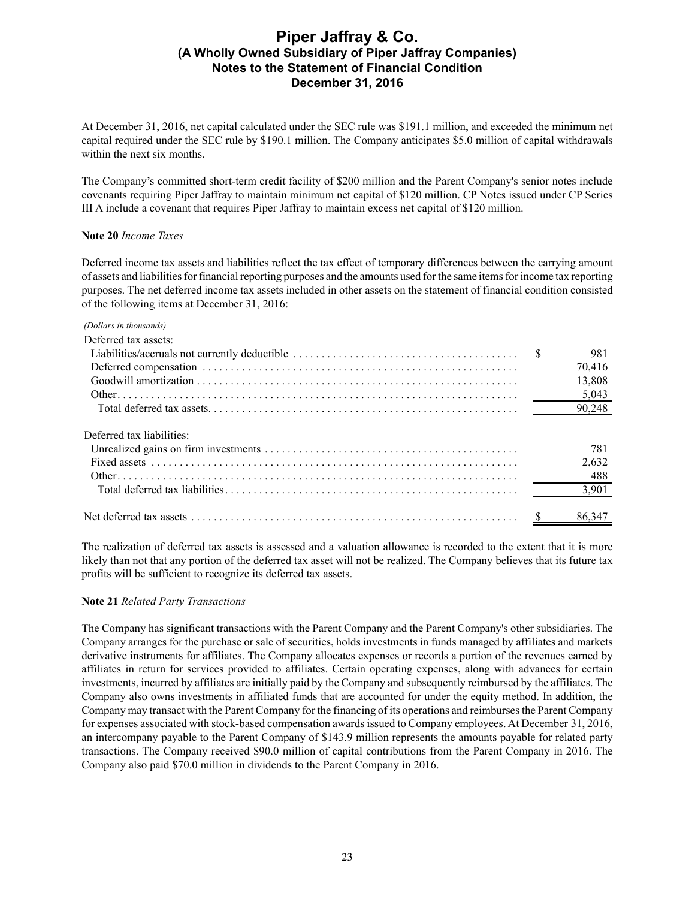At December 31, 2016, net capital calculated under the SEC rule was $191.1 million, and exceeded the minimum net capital required under the SEC rule by $190.1 million. The Company anticipates $5.0 million of capital withdrawals within the next six months.

The Company's committed short-term credit facility of $200 million and the Parent Company's senior notes include covenants requiring Piper Jaffray to maintain minimum net capital of $120 million. CP Notes issued under CP Series III A include a covenant that requires Piper Jaffray to maintain excess net capital of $120 million.

**Note 20** *Income Taxes*

Deferred income tax assets and liabilities reflect the tax effect of temporary differences between the carrying amount of assets and liabilities for financial reporting purposes and the amounts used for the same items for income tax reporting purposes. The net deferred income tax assets included in other assets on the statement of financial condition consisted of the following items at December 31, 2016:

*(Dollars in thousands)*

| | |
|---|---|
| Deferred tax assets: | |
| Liabilities/accruals not currently deductible | $ 981 |
| Deferred compensation | 70,416 |
| Goodwill amortization | 13,808 |
| Other | 5,043 |
| Total deferred tax assets | 90,248 |
| Deferred tax liabilities: | |
| Unrealized gains on firm investments | 781 |
| Fixed assets | 2,632 |
| Other | 488 |
| Total deferred tax liabilities | 3,901 |
| Net deferred tax assets | $ 86,347 |

The realization of deferred tax assets is assessed and a valuation allowance is recorded to the extent that it is more likely than not that any portion of the deferred tax asset will not be realized. The Company believes that its future tax profits will be sufficient to recognize its deferred tax assets.

**Note 21** *Related Party Transactions*

The Company has significant transactions with the Parent Company and the Parent Company's other subsidiaries. The Company arranges for the purchase or sale of securities, holds investments in funds managed by affiliates and markets derivative instruments for affiliates. The Company allocates expenses or records a portion of the revenues earned by affiliates in return for services provided to affiliates. Certain operating expenses, along with advances for certain investments, incurred by affiliates are initially paid by the Company and subsequently reimbursed by the affiliates. The Company also owns investments in affiliated funds that are accounted for under the equity method. In addition, the Company may transact with the Parent Company for the financing of its operations and reimburses the Parent Company for expenses associated with stock-based compensation awards issued to Company employees. At December 31, 2016, an intercompany payable to the Parent Company of $143.9 million represents the amounts payable for related party transactions. The Company received $90.0 million of capital contributions from the Parent Company in 2016. The Company also paid $70.0 million in dividends to the Parent Company in 2016.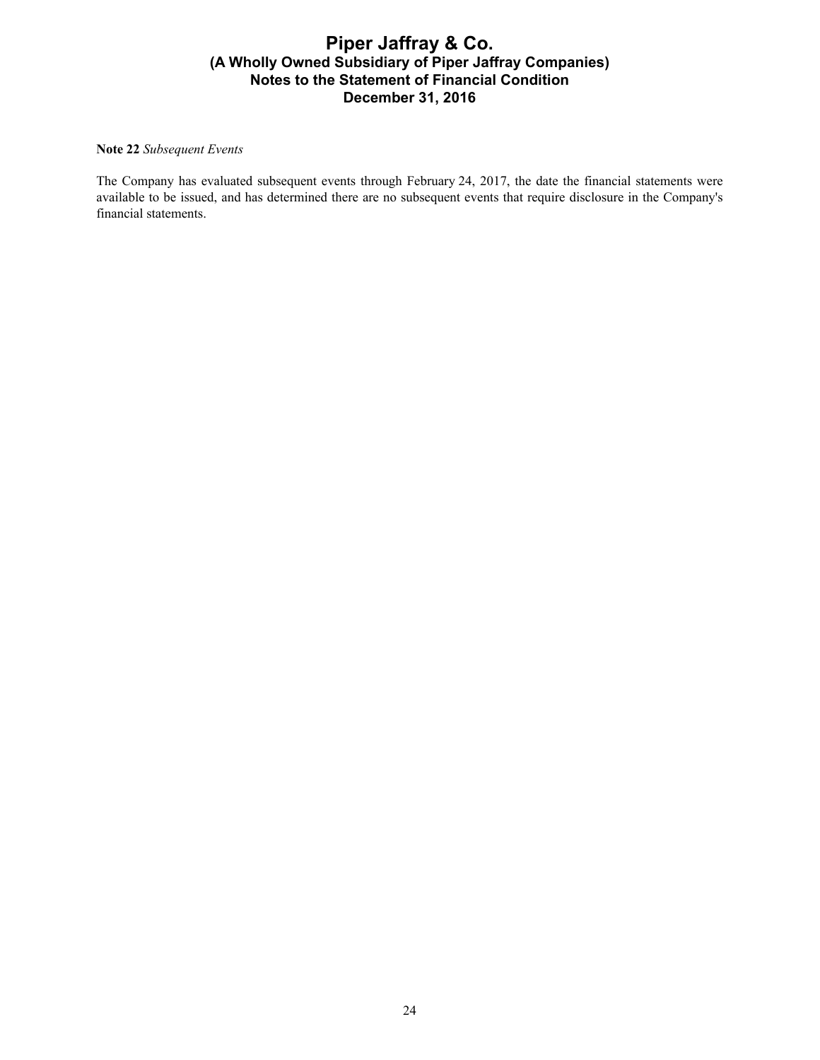**Note 22** *Subsequent Events*

The Company has evaluated subsequent events through February 24, 2017, the date the financial statements were available to be issued, and has determined there are no subsequent events that require disclosure in the Company's financial statements.